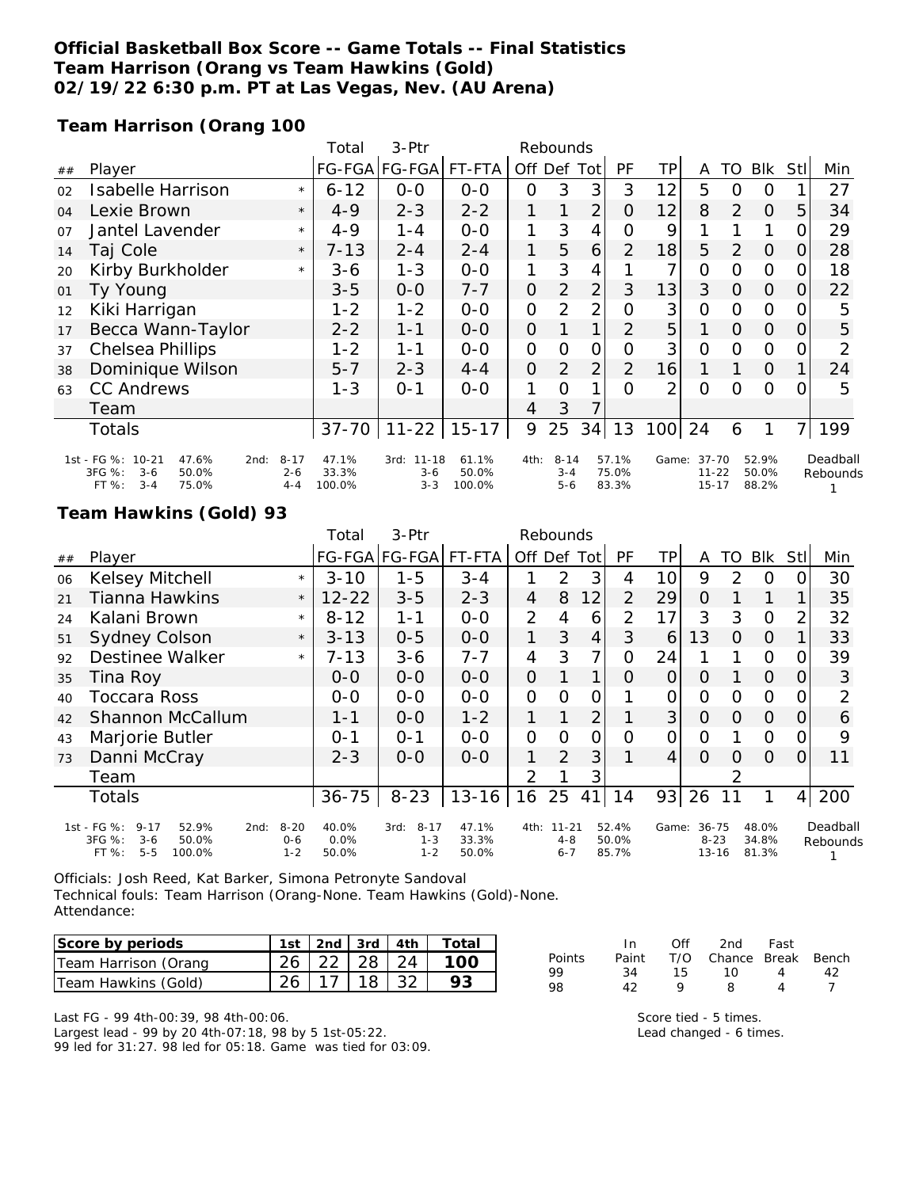**Official Basketball Box Score -- Game Totals -- Final Statistics**
**Team Harrison (Orang vs Team Hawkins (Gold)**
**02/19/22 6:30 p.m. PT at Las Vegas, Nev. (AU Arena)**

**Team Harrison (Orang 100**

| ## | Player | | Total FG-FGA | 3-Ptr FG-FGA | FT-FTA | Off | Def | Tot | PF | TP | A | TO | Blk | Stl | Min |
|---|---|---|---|---|---|---|---|---|---|---|---|---|---|---|---|
| 02 | Isabelle Harrison | * | 6-12 | 0-0 | 0-0 | 0 | 3 | 3 | 3 | 12 | 5 | 0 | 0 | 1 | 27 |
| 04 | Lexie Brown | * | 4-9 | 2-3 | 2-2 | 1 | 1 | 2 | 0 | 12 | 8 | 2 | 0 | 5 | 34 |
| 07 | Jantel Lavender | * | 4-9 | 1-4 | 0-0 | 1 | 3 | 4 | 0 | 9 | 1 | 1 | 1 | 0 | 29 |
| 14 | Taj Cole | * | 7-13 | 2-4 | 2-4 | 1 | 5 | 6 | 2 | 18 | 5 | 2 | 0 | 0 | 28 |
| 20 | Kirby Burkholder | * | 3-6 | 1-3 | 0-0 | 1 | 3 | 4 | 1 | 7 | 0 | 0 | 0 | 0 | 18 |
| 01 | Ty Young | | 3-5 | 0-0 | 7-7 | 0 | 2 | 2 | 3 | 13 | 3 | 0 | 0 | 0 | 22 |
| 12 | Kiki Harrigan | | 1-2 | 1-2 | 0-0 | 0 | 2 | 2 | 0 | 3 | 0 | 0 | 0 | 0 | 5 |
| 17 | Becca Wann-Taylor | | 2-2 | 1-1 | 0-0 | 0 | 1 | 1 | 2 | 5 | 1 | 0 | 0 | 0 | 5 |
| 37 | Chelsea Phillips | | 1-2 | 1-1 | 0-0 | 0 | 0 | 0 | 0 | 3 | 0 | 0 | 0 | 0 | 2 |
| 38 | Dominique Wilson | | 5-7 | 2-3 | 4-4 | 0 | 2 | 2 | 2 | 16 | 1 | 1 | 0 | 1 | 24 |
| 63 | CC Andrews | | 1-3 | 0-1 | 0-0 | 1 | 0 | 1 | 0 | 2 | 0 | 0 | 0 | 0 | 5 |
| | Team | | | | | 4 | 3 | 7 | | | | | | | |
| | Totals | | 37-70 | 11-22 | 15-17 | 9 | 25 | 34 | 13 | 100 | 24 | 6 | 1 | 7 | 199 |

| | | 2nd | | 3rd | | 4th | | Game | | |
|---|---|---|---|---|---|---|---|---|---|---|
| 1st - FG %: 10-21 | 47.6% | 8-17 | 47.1% | 11-18 | 61.1% | 8-14 | 57.1% | 37-70 | 52.9% | Deadball Rebounds |
| 3FG %: 3-6 | 50.0% | 2-6 | 33.3% | 3-6 | 50.0% | 3-4 | 75.0% | 11-22 | 50.0% | 1 |
| FT %: 3-4 | 75.0% | 4-4 | 100.0% | 3-3 | 100.0% | 5-6 | 83.3% | 15-17 | 88.2% | |

**Team Hawkins (Gold) 93**

| ## | Player | | Total FG-FGA | 3-Ptr FG-FGA | FT-FTA | Off | Def | Tot | PF | TP | A | TO | Blk | Stl | Min |
|---|---|---|---|---|---|---|---|---|---|---|---|---|---|---|---|
| 06 | Kelsey Mitchell | * | 3-10 | 1-5 | 3-4 | 1 | 2 | 3 | 4 | 10 | 9 | 2 | 0 | 0 | 30 |
| 21 | Tianna Hawkins | * | 12-22 | 3-5 | 2-3 | 4 | 8 | 12 | 2 | 29 | 0 | 1 | 1 | 1 | 35 |
| 24 | Kalani Brown | * | 8-12 | 1-1 | 0-0 | 2 | 4 | 6 | 2 | 17 | 3 | 3 | 0 | 2 | 32 |
| 51 | Sydney Colson | * | 3-13 | 0-5 | 0-0 | 1 | 3 | 4 | 3 | 6 | 13 | 0 | 0 | 1 | 33 |
| 92 | Destinee Walker | * | 7-13 | 3-6 | 7-7 | 4 | 3 | 7 | 0 | 24 | 1 | 1 | 0 | 0 | 39 |
| 35 | Tina Roy | | 0-0 | 0-0 | 0-0 | 0 | 1 | 1 | 0 | 0 | 0 | 1 | 0 | 0 | 3 |
| 40 | Toccara Ross | | 0-0 | 0-0 | 0-0 | 0 | 0 | 0 | 1 | 0 | 0 | 0 | 0 | 0 | 2 |
| 42 | Shannon McCallum | | 1-1 | 0-0 | 1-2 | 1 | 1 | 2 | 1 | 3 | 0 | 0 | 0 | 0 | 6 |
| 43 | Marjorie Butler | | 0-1 | 0-1 | 0-0 | 0 | 0 | 0 | 0 | 0 | 0 | 1 | 0 | 0 | 9 |
| 73 | Danni McCray | | 2-3 | 0-0 | 0-0 | 1 | 2 | 3 | 1 | 4 | 0 | 0 | 0 | 0 | 11 |
| | Team | | | | | 2 | 1 | 3 | | | | 2 | | | |
| | Totals | | 36-75 | 8-23 | 13-16 | 16 | 25 | 41 | 14 | 93 | 26 | 11 | 1 | 4 | 200 |

| | | 2nd | | 3rd | | 4th | | Game | | |
|---|---|---|---|---|---|---|---|---|---|---|
| 1st - FG %: 9-17 | 52.9% | 8-20 | 40.0% | 8-17 | 47.1% | 11-21 | 52.4% | 36-75 | 48.0% | Deadball Rebounds |
| 3FG %: 3-6 | 50.0% | 0-6 | 0.0% | 1-3 | 33.3% | 4-8 | 50.0% | 8-23 | 34.8% | 1 |
| FT %: 5-5 | 100.0% | 1-2 | 50.0% | 1-2 | 50.0% | 6-7 | 85.7% | 13-16 | 81.3% | |

Officials: Josh Reed, Kat Barker, Simona Petronyte Sandoval
Technical fouls: Team Harrison (Orang-None. Team Hawkins (Gold)-None.
Attendance:

| Score by periods | 1st | 2nd | 3rd | 4th | Total |
|---|---|---|---|---|---|
| Team Harrison (Orang | 26 | 22 | 28 | 24 | 100 |
| Team Hawkins (Gold) | 26 | 17 | 18 | 32 | 93 |

| Points | In Paint | Off T/O | 2nd Chance | Fast Break | Bench |
|---|---|---|---|---|---|
| 99 | 34 | 15 | 10 | 4 | 42 |
| 98 | 42 | 9 | 8 | 4 | 7 |

Last FG - 99 4th-00:39, 98 4th-00:06.
Largest lead - 99 by 20 4th-07:18, 98 by 5 1st-05:22.
99 led for 31:27. 98 led for 05:18. Game was tied for 03:09.

Score tied - 5 times.
Lead changed - 6 times.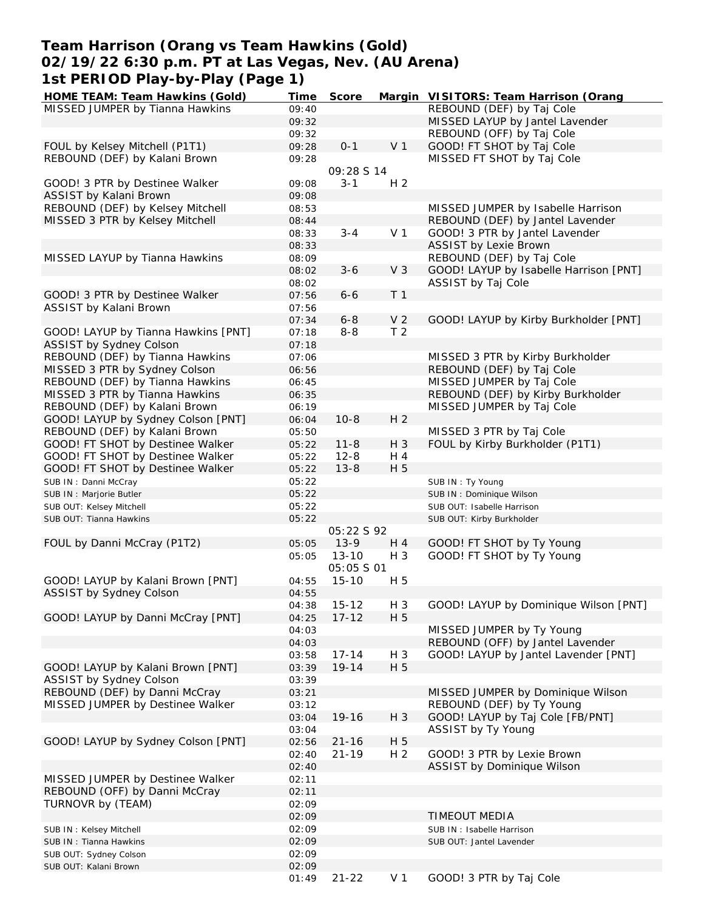# Team Harrison (Orang vs Team Hawkins (Gold)
## 02/19/22 6:30 p.m. PT at Las Vegas, Nev. (AU Arena)
## 1st PERIOD Play-by-Play (Page 1)

| HOME TEAM: Team Hawkins (Gold) | Time | Score | Margin | VISITORS: Team Harrison (Orang |
|---|---|---|---|---|
| MISSED JUMPER by Tianna Hawkins | 09:40 | | | REBOUND (DEF) by Taj Cole |
| | 09:32 | | | MISSED LAYUP by Jantel Lavender |
| | 09:32 | | | REBOUND (OFF) by Taj Cole |
| FOUL by Kelsey Mitchell (P1T1) | 09:28 | 0-1 | V 1 | GOOD! FT SHOT by Taj Cole |
| REBOUND (DEF) by Kalani Brown | 09:28 | | | MISSED FT SHOT by Taj Cole |
| | | 09:28 S 14 | | |
| GOOD! 3 PTR by Destinee Walker | 09:08 | 3-1 | H 2 | |
| ASSIST by Kalani Brown | 09:08 | | | |
| REBOUND (DEF) by Kelsey Mitchell | 08:53 | | | MISSED JUMPER by Isabelle Harrison |
| MISSED 3 PTR by Kelsey Mitchell | 08:44 | | | REBOUND (DEF) by Jantel Lavender |
| | 08:33 | 3-4 | V 1 | GOOD! 3 PTR by Jantel Lavender |
| | 08:33 | | | ASSIST by Lexie Brown |
| MISSED LAYUP by Tianna Hawkins | 08:09 | | | REBOUND (DEF) by Taj Cole |
| | 08:02 | 3-6 | V 3 | GOOD! LAYUP by Isabelle Harrison [PNT] |
| | 08:02 | | | ASSIST by Taj Cole |
| GOOD! 3 PTR by Destinee Walker | 07:56 | 6-6 | T 1 | |
| ASSIST by Kalani Brown | 07:56 | | | |
| | 07:34 | 6-8 | V 2 | GOOD! LAYUP by Kirby Burkholder [PNT] |
| GOOD! LAYUP by Tianna Hawkins [PNT] | 07:18 | 8-8 | T 2 | |
| ASSIST by Sydney Colson | 07:18 | | | |
| REBOUND (DEF) by Tianna Hawkins | 07:06 | | | MISSED 3 PTR by Kirby Burkholder |
| MISSED 3 PTR by Sydney Colson | 06:56 | | | REBOUND (DEF) by Taj Cole |
| REBOUND (DEF) by Tianna Hawkins | 06:45 | | | MISSED JUMPER by Taj Cole |
| MISSED 3 PTR by Tianna Hawkins | 06:35 | | | REBOUND (DEF) by Kirby Burkholder |
| REBOUND (DEF) by Kalani Brown | 06:19 | | | MISSED JUMPER by Taj Cole |
| GOOD! LAYUP by Sydney Colson [PNT] | 06:04 | 10-8 | H 2 | |
| REBOUND (DEF) by Kalani Brown | 05:50 | | | MISSED 3 PTR by Taj Cole |
| GOOD! FT SHOT by Destinee Walker | 05:22 | 11-8 | H 3 | FOUL by Kirby Burkholder (P1T1) |
| GOOD! FT SHOT by Destinee Walker | 05:22 | 12-8 | H 4 | |
| GOOD! FT SHOT by Destinee Walker | 05:22 | 13-8 | H 5 | |
| SUB IN : Danni McCray | 05:22 | | | SUB IN : Ty Young |
| SUB IN : Marjorie Butler | 05:22 | | | SUB IN : Dominique Wilson |
| SUB OUT: Kelsey Mitchell | 05:22 | | | SUB OUT: Isabelle Harrison |
| SUB OUT: Tianna Hawkins | 05:22 | | | SUB OUT: Kirby Burkholder |
| | | 05:22 S 92 | | |
| FOUL by Danni McCray (P1T2) | 05:05 | 13-9 | H 4 | GOOD! FT SHOT by Ty Young |
| | 05:05 | 13-10 | H 3 | GOOD! FT SHOT by Ty Young |
| | | 05:05 S 01 | | |
| GOOD! LAYUP by Kalani Brown [PNT] | 04:55 | 15-10 | H 5 | |
| ASSIST by Sydney Colson | 04:55 | | | |
| | 04:38 | 15-12 | H 3 | GOOD! LAYUP by Dominique Wilson [PNT] |
| GOOD! LAYUP by Danni McCray [PNT] | 04:25 | 17-12 | H 5 | |
| | 04:03 | | | MISSED JUMPER by Ty Young |
| | 04:03 | | | REBOUND (OFF) by Jantel Lavender |
| | 03:58 | 17-14 | H 3 | GOOD! LAYUP by Jantel Lavender [PNT] |
| GOOD! LAYUP by Kalani Brown [PNT] | 03:39 | 19-14 | H 5 | |
| ASSIST by Sydney Colson | 03:39 | | | |
| REBOUND (DEF) by Danni McCray | 03:21 | | | MISSED JUMPER by Dominique Wilson |
| MISSED JUMPER by Destinee Walker | 03:12 | | | REBOUND (DEF) by Ty Young |
| | 03:04 | 19-16 | H 3 | GOOD! LAYUP by Taj Cole [FB/PNT] |
| | 03:04 | | | ASSIST by Ty Young |
| GOOD! LAYUP by Sydney Colson [PNT] | 02:56 | 21-16 | H 5 | |
| | 02:40 | 21-19 | H 2 | GOOD! 3 PTR by Lexie Brown |
| | 02:40 | | | ASSIST by Dominique Wilson |
| MISSED JUMPER by Destinee Walker | 02:11 | | | |
| REBOUND (OFF) by Danni McCray | 02:11 | | | |
| TURNOVR by (TEAM) | 02:09 | | | |
| | 02:09 | | | TIMEOUT MEDIA |
| SUB IN : Kelsey Mitchell | 02:09 | | | SUB IN : Isabelle Harrison |
| SUB IN : Tianna Hawkins | 02:09 | | | SUB OUT: Jantel Lavender |
| SUB OUT: Sydney Colson | 02:09 | | | |
| SUB OUT: Kalani Brown | 02:09 | | | |
| | 01:49 | 21-22 | V 1 | GOOD! 3 PTR by Taj Cole |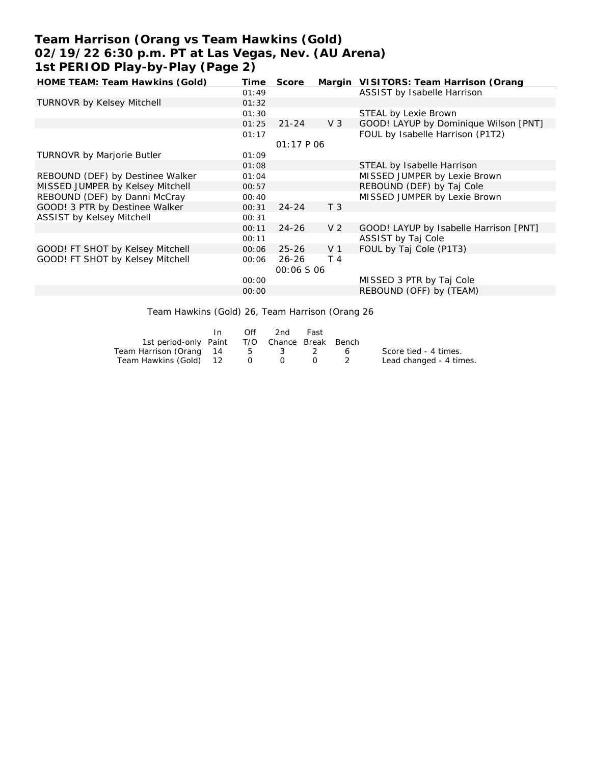# Team Harrison (Orang vs Team Hawkins (Gold)
## 02/19/22 6:30 p.m. PT at Las Vegas, Nev. (AU Arena)
## 1st PERIOD Play-by-Play (Page 2)

| HOME TEAM: Team Hawkins (Gold) | Time | Score | Margin | VISITORS: Team Harrison (Orang |
|---|---|---|---|---|
| | 01:49 | | | ASSIST by Isabelle Harrison |
| TURNOVR by Kelsey Mitchell | 01:32 | | | |
| | 01:30 | | | STEAL by Lexie Brown |
| | 01:25 | 21-24 | V 3 | GOOD! LAYUP by Dominique Wilson [PNT] |
| | 01:17 | | | FOUL by Isabelle Harrison (P1T2) |
| | | 01:17 P 06 | | |
| TURNOVR by Marjorie Butler | 01:09 | | | |
| | 01:08 | | | STEAL by Isabelle Harrison |
| REBOUND (DEF) by Destinee Walker | 01:04 | | | MISSED JUMPER by Lexie Brown |
| MISSED JUMPER by Kelsey Mitchell | 00:57 | | | REBOUND (DEF) by Taj Cole |
| REBOUND (DEF) by Danni McCray | 00:40 | | | MISSED JUMPER by Lexie Brown |
| GOOD! 3 PTR by Destinee Walker | 00:31 | 24-24 | T 3 | |
| ASSIST by Kelsey Mitchell | 00:31 | | | |
| | 00:11 | 24-26 | V 2 | GOOD! LAYUP by Isabelle Harrison [PNT] |
| | 00:11 | | | ASSIST by Taj Cole |
| GOOD! FT SHOT by Kelsey Mitchell | 00:06 | 25-26 | V 1 | FOUL by Taj Cole (P1T3) |
| GOOD! FT SHOT by Kelsey Mitchell | 00:06 | 26-26 | T 4 | |
| | | 00:06 S 06 | | |
| | 00:00 | | | MISSED 3 PTR by Taj Cole |
| | 00:00 | | | REBOUND (OFF) by (TEAM) |

Team Hawkins (Gold) 26, Team Harrison (Orang 26

| 1st period-only | In Paint | Off T/O | 2nd Chance | Fast Break | Bench |
|---|---|---|---|---|---|
| Team Harrison (Orang | 14 | 5 | 3 | 2 | 6 |
| Team Hawkins (Gold) | 12 | 0 | 0 | 0 | 2 |

Score tied - 4 times.
Lead changed - 4 times.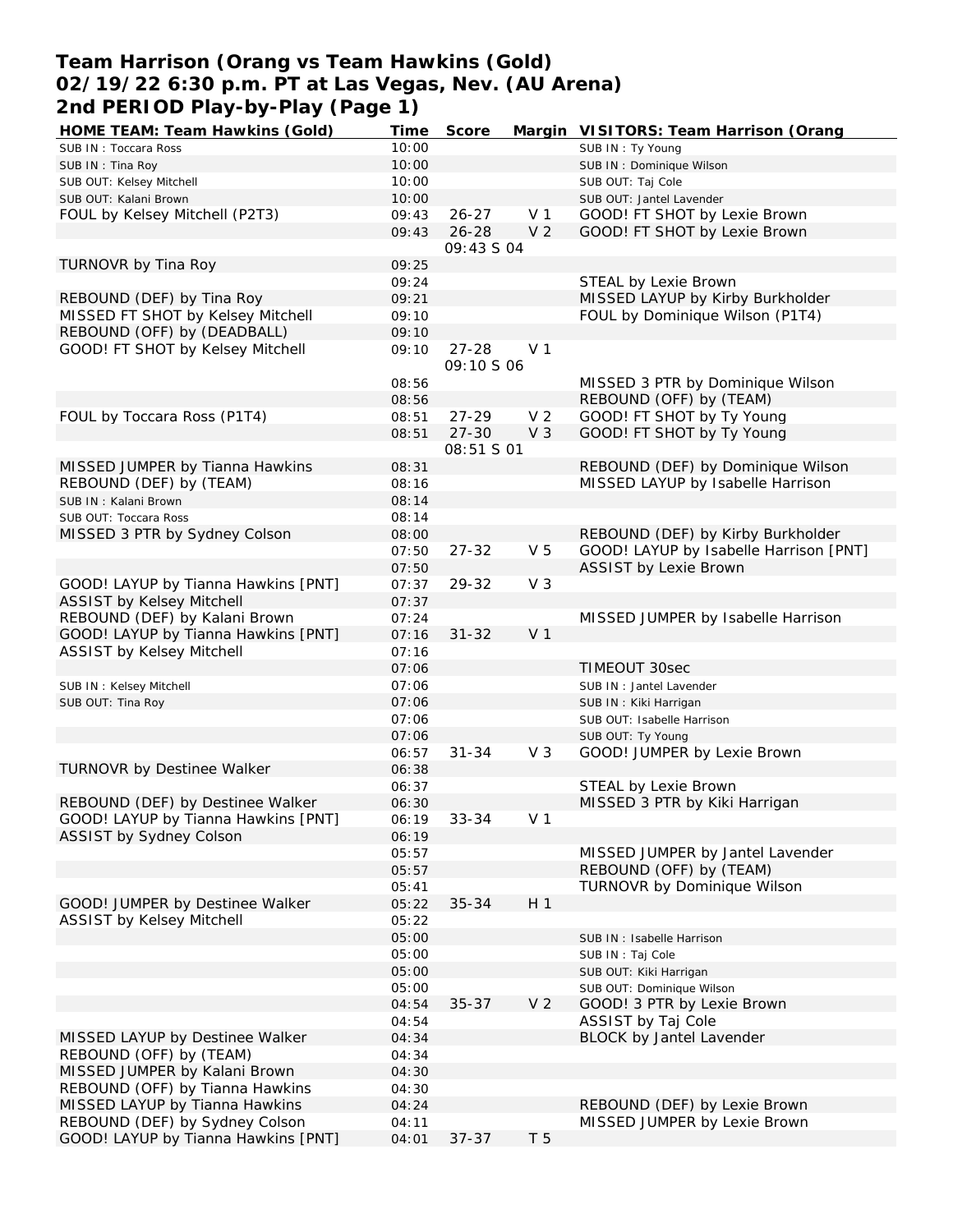# Team Harrison (Orang vs Team Hawkins (Gold)
## 02/19/22 6:30 p.m. PT at Las Vegas, Nev. (AU Arena)
## 2nd PERIOD Play-by-Play (Page 1)

| HOME TEAM: Team Hawkins (Gold) | Time | Score | Margin | VISITORS: Team Harrison (Orang |
|---|---|---|---|---|
| SUB IN : Toccara Ross | 10:00 | | | SUB IN : Ty Young |
| SUB IN : Tina Roy | 10:00 | | | SUB IN : Dominique Wilson |
| SUB OUT: Kelsey Mitchell | 10:00 | | | SUB OUT: Taj Cole |
| SUB OUT: Kalani Brown | 10:00 | | | SUB OUT: Jantel Lavender |
| FOUL by Kelsey Mitchell (P2T3) | 09:43 | 26-27 | V 1 | GOOD! FT SHOT by Lexie Brown |
| | 09:43 | 26-28 | V 2 | GOOD! FT SHOT by Lexie Brown |
| | | 09:43 S 04 | | |
| TURNOVR by Tina Roy | 09:25 | | | |
| | 09:24 | | | STEAL by Lexie Brown |
| REBOUND (DEF) by Tina Roy | 09:21 | | | MISSED LAYUP by Kirby Burkholder |
| MISSED FT SHOT by Kelsey Mitchell | 09:10 | | | FOUL by Dominique Wilson (P1T4) |
| REBOUND (OFF) by (DEADBALL) | 09:10 | | | |
| GOOD! FT SHOT by Kelsey Mitchell | 09:10 | 27-28 | V 1 | |
| | | 09:10 S 06 | | |
| | 08:56 | | | MISSED 3 PTR by Dominique Wilson |
| | 08:56 | | | REBOUND (OFF) by (TEAM) |
| FOUL by Toccara Ross (P1T4) | 08:51 | 27-29 | V 2 | GOOD! FT SHOT by Ty Young |
| | 08:51 | 27-30 | V 3 | GOOD! FT SHOT by Ty Young |
| | | 08:51 S 01 | | |
| MISSED JUMPER by Tianna Hawkins | 08:31 | | | REBOUND (DEF) by Dominique Wilson |
| REBOUND (DEF) by (TEAM) | 08:16 | | | MISSED LAYUP by Isabelle Harrison |
| SUB IN : Kalani Brown | 08:14 | | | |
| SUB OUT: Toccara Ross | 08:14 | | | |
| MISSED 3 PTR by Sydney Colson | 08:00 | | | REBOUND (DEF) by Kirby Burkholder |
| | 07:50 | 27-32 | V 5 | GOOD! LAYUP by Isabelle Harrison [PNT] |
| | 07:50 | | | ASSIST by Lexie Brown |
| GOOD! LAYUP by Tianna Hawkins [PNT] | 07:37 | 29-32 | V 3 | |
| ASSIST by Kelsey Mitchell | 07:37 | | | |
| REBOUND (DEF) by Kalani Brown | 07:24 | | | MISSED JUMPER by Isabelle Harrison |
| GOOD! LAYUP by Tianna Hawkins [PNT] | 07:16 | 31-32 | V 1 | |
| ASSIST by Kelsey Mitchell | 07:16 | | | |
| | 07:06 | | | TIMEOUT 30sec |
| SUB IN : Kelsey Mitchell | 07:06 | | | SUB IN : Jantel Lavender |
| SUB OUT: Tina Roy | 07:06 | | | SUB IN : Kiki Harrigan |
| | 07:06 | | | SUB OUT: Isabelle Harrison |
| | 07:06 | | | SUB OUT: Ty Young |
| | 06:57 | 31-34 | V 3 | GOOD! JUMPER by Lexie Brown |
| TURNOVR by Destinee Walker | 06:38 | | | |
| | 06:37 | | | STEAL by Lexie Brown |
| REBOUND (DEF) by Destinee Walker | 06:30 | | | MISSED 3 PTR by Kiki Harrigan |
| GOOD! LAYUP by Tianna Hawkins [PNT] | 06:19 | 33-34 | V 1 | |
| ASSIST by Sydney Colson | 06:19 | | | |
| | 05:57 | | | MISSED JUMPER by Jantel Lavender |
| | 05:57 | | | REBOUND (OFF) by (TEAM) |
| | 05:41 | | | TURNOVR by Dominique Wilson |
| GOOD! JUMPER by Destinee Walker | 05:22 | 35-34 | H 1 | |
| ASSIST by Kelsey Mitchell | 05:22 | | | |
| | 05:00 | | | SUB IN : Isabelle Harrison |
| | 05:00 | | | SUB IN : Taj Cole |
| | 05:00 | | | SUB OUT: Kiki Harrigan |
| | 05:00 | | | SUB OUT: Dominique Wilson |
| | 04:54 | 35-37 | V 2 | GOOD! 3 PTR by Lexie Brown |
| | 04:54 | | | ASSIST by Taj Cole |
| MISSED LAYUP by Destinee Walker | 04:34 | | | BLOCK by Jantel Lavender |
| REBOUND (OFF) by (TEAM) | 04:34 | | | |
| MISSED JUMPER by Kalani Brown | 04:30 | | | |
| REBOUND (OFF) by Tianna Hawkins | 04:30 | | | |
| MISSED LAYUP by Tianna Hawkins | 04:24 | | | REBOUND (DEF) by Lexie Brown |
| REBOUND (DEF) by Sydney Colson | 04:11 | | | MISSED JUMPER by Lexie Brown |
| GOOD! LAYUP by Tianna Hawkins [PNT] | 04:01 | 37-37 | T 5 | |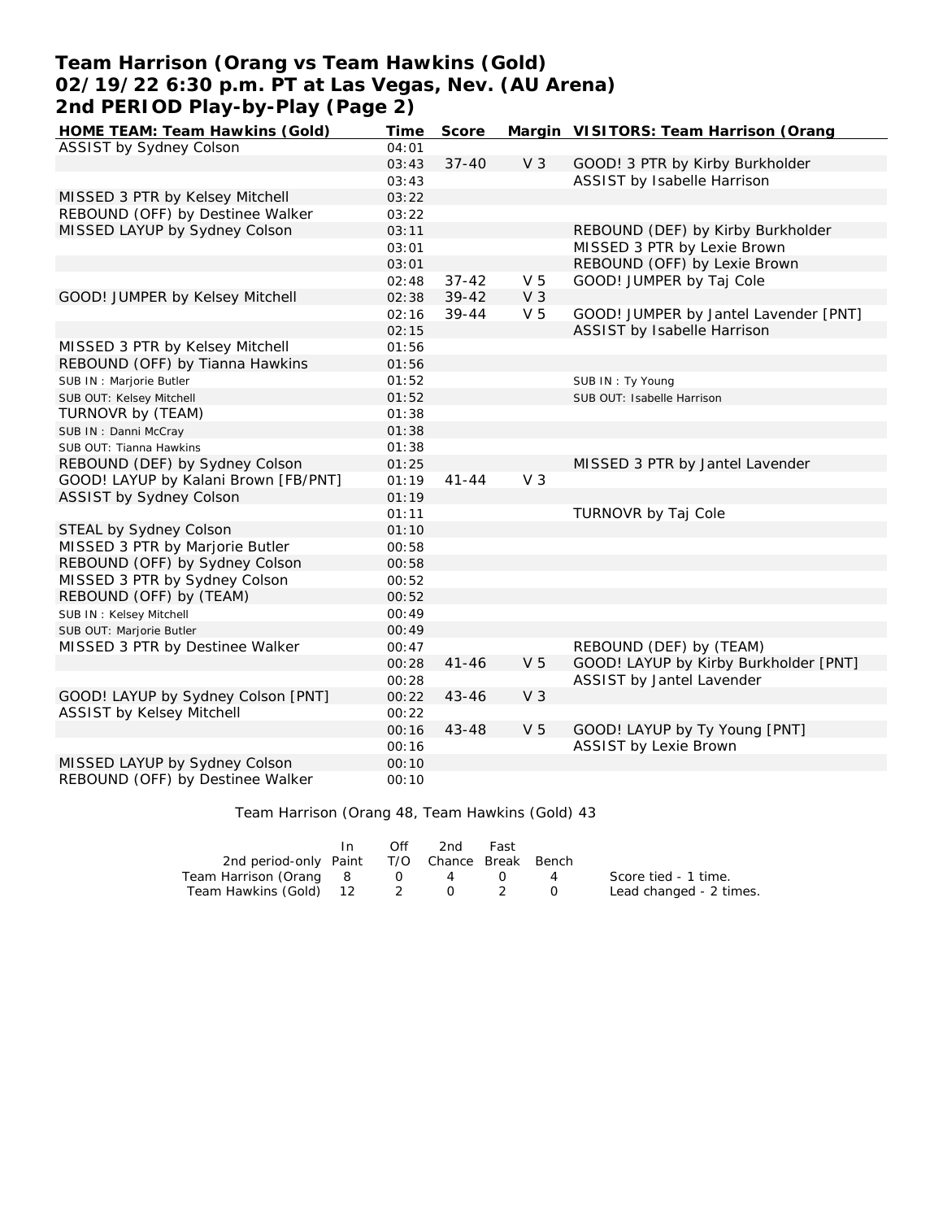# Team Harrison (Orang vs Team Hawkins (Gold)
## 02/19/22 6:30 p.m. PT at Las Vegas, Nev. (AU Arena)
## 2nd PERIOD Play-by-Play (Page 2)

| HOME TEAM: Team Hawkins (Gold) | Time | Score | Margin | VISITORS: Team Harrison (Orang |
|---|---|---|---|---|
| ASSIST by Sydney Colson | 04:01 | | | |
| | 03:43 | 37-40 | V 3 | GOOD! 3 PTR by Kirby Burkholder |
| | 03:43 | | | ASSIST by Isabelle Harrison |
| MISSED 3 PTR by Kelsey Mitchell | 03:22 | | | |
| REBOUND (OFF) by Destinee Walker | 03:22 | | | |
| MISSED LAYUP by Sydney Colson | 03:11 | | | REBOUND (DEF) by Kirby Burkholder |
| | 03:01 | | | MISSED 3 PTR by Lexie Brown |
| | 03:01 | | | REBOUND (OFF) by Lexie Brown |
| | 02:48 | 37-42 | V 5 | GOOD! JUMPER by Taj Cole |
| GOOD! JUMPER by Kelsey Mitchell | 02:38 | 39-42 | V 3 | |
| | 02:16 | 39-44 | V 5 | GOOD! JUMPER by Jantel Lavender [PNT] |
| | 02:15 | | | ASSIST by Isabelle Harrison |
| MISSED 3 PTR by Kelsey Mitchell | 01:56 | | | |
| REBOUND (OFF) by Tianna Hawkins | 01:56 | | | |
| SUB IN : Marjorie Butler | 01:52 | | | SUB IN : Ty Young |
| SUB OUT: Kelsey Mitchell | 01:52 | | | SUB OUT: Isabelle Harrison |
| TURNOVR by (TEAM) | 01:38 | | | |
| SUB IN : Danni McCray | 01:38 | | | |
| SUB OUT: Tianna Hawkins | 01:38 | | | |
| REBOUND (DEF) by Sydney Colson | 01:25 | | | MISSED 3 PTR by Jantel Lavender |
| GOOD! LAYUP by Kalani Brown [FB/PNT] | 01:19 | 41-44 | V 3 | |
| ASSIST by Sydney Colson | 01:19 | | | |
| | 01:11 | | | TURNOVR by Taj Cole |
| STEAL by Sydney Colson | 01:10 | | | |
| MISSED 3 PTR by Marjorie Butler | 00:58 | | | |
| REBOUND (OFF) by Sydney Colson | 00:58 | | | |
| MISSED 3 PTR by Sydney Colson | 00:52 | | | |
| REBOUND (OFF) by (TEAM) | 00:52 | | | |
| SUB IN : Kelsey Mitchell | 00:49 | | | |
| SUB OUT: Marjorie Butler | 00:49 | | | |
| MISSED 3 PTR by Destinee Walker | 00:47 | | | REBOUND (DEF) by (TEAM) |
| | 00:28 | 41-46 | V 5 | GOOD! LAYUP by Kirby Burkholder [PNT] |
| | 00:28 | | | ASSIST by Jantel Lavender |
| GOOD! LAYUP by Sydney Colson [PNT] | 00:22 | 43-46 | V 3 | |
| ASSIST by Kelsey Mitchell | 00:22 | | | |
| | 00:16 | 43-48 | V 5 | GOOD! LAYUP by Ty Young [PNT] |
| | 00:16 | | | ASSIST by Lexie Brown |
| MISSED LAYUP by Sydney Colson | 00:10 | | | |
| REBOUND (OFF) by Destinee Walker | 00:10 | | | |

Team Harrison (Orang 48, Team Hawkins (Gold) 43

| 2nd period-only | In Paint | Off T/O | 2nd Chance | Fast Break | Bench |
|---|---|---|---|---|---|
| Team Harrison (Orang | 8 | 0 | 4 | 0 | 4 |
| Team Hawkins (Gold) | 12 | 2 | 0 | 2 | 0 |

Score tied - 1 time.
Lead changed - 2 times.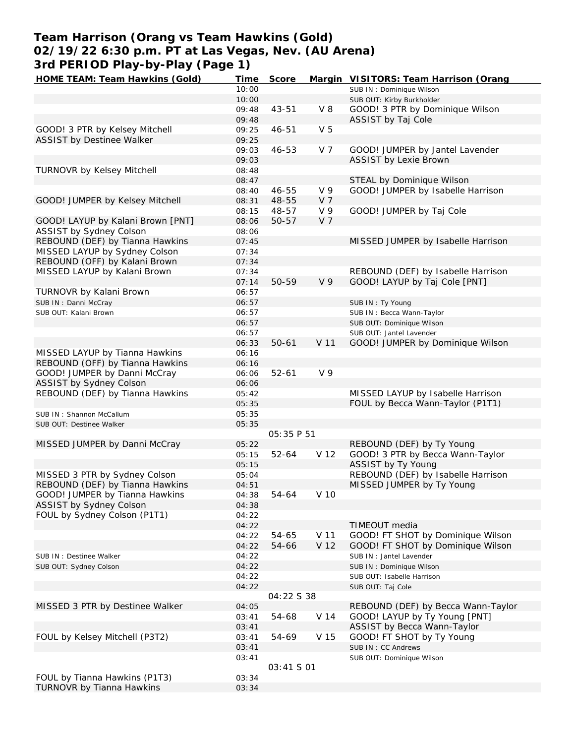# Team Harrison (Orang vs Team Hawkins (Gold)
## 02/19/22 6:30 p.m. PT at Las Vegas, Nev. (AU Arena)
## 3rd PERIOD Play-by-Play (Page 1)

| HOME TEAM: Team Hawkins (Gold) | Time | Score | Margin | VISITORS: Team Harrison (Orang |
|---|---|---|---|---|
| | 10:00 | | | SUB IN : Dominique Wilson |
| | 10:00 | | | SUB OUT: Kirby Burkholder |
| | 09:48 | 43-51 | V 8 | GOOD! 3 PTR by Dominique Wilson |
| | 09:48 | | | ASSIST by Taj Cole |
| GOOD! 3 PTR by Kelsey Mitchell | 09:25 | 46-51 | V 5 | |
| ASSIST by Destinee Walker | 09:25 | | | |
| | 09:03 | 46-53 | V 7 | GOOD! JUMPER by Jantel Lavender |
| | 09:03 | | | ASSIST by Lexie Brown |
| TURNOVR by Kelsey Mitchell | 08:48 | | | |
| | 08:47 | | | STEAL by Dominique Wilson |
| | 08:40 | 46-55 | V 9 | GOOD! JUMPER by Isabelle Harrison |
| GOOD! JUMPER by Kelsey Mitchell | 08:31 | 48-55 | V 7 | |
| | 08:15 | 48-57 | V 9 | GOOD! JUMPER by Taj Cole |
| GOOD! LAYUP by Kalani Brown [PNT] | 08:06 | 50-57 | V 7 | |
| ASSIST by Sydney Colson | 08:06 | | | |
| REBOUND (DEF) by Tianna Hawkins | 07:45 | | | MISSED JUMPER by Isabelle Harrison |
| MISSED LAYUP by Sydney Colson | 07:34 | | | |
| REBOUND (OFF) by Kalani Brown | 07:34 | | | |
| MISSED LAYUP by Kalani Brown | 07:34 | | | REBOUND (DEF) by Isabelle Harrison |
| | 07:14 | 50-59 | V 9 | GOOD! LAYUP by Taj Cole [PNT] |
| TURNOVR by Kalani Brown | 06:57 | | | |
| SUB IN : Danni McCray | 06:57 | | | SUB IN : Ty Young |
| SUB OUT: Kalani Brown | 06:57 | | | SUB IN : Becca Wann-Taylor |
| | 06:57 | | | SUB OUT: Dominique Wilson |
| | 06:57 | | | SUB OUT: Jantel Lavender |
| | 06:33 | 50-61 | V 11 | GOOD! JUMPER by Dominique Wilson |
| MISSED LAYUP by Tianna Hawkins | 06:16 | | | |
| REBOUND (OFF) by Tianna Hawkins | 06:16 | | | |
| GOOD! JUMPER by Danni McCray | 06:06 | 52-61 | V 9 | |
| ASSIST by Sydney Colson | 06:06 | | | |
| REBOUND (DEF) by Tianna Hawkins | 05:42 | | | MISSED LAYUP by Isabelle Harrison |
| | 05:35 | | | FOUL by Becca Wann-Taylor (P1T1) |
| SUB IN : Shannon McCallum | 05:35 | | | |
| SUB OUT: Destinee Walker | 05:35 | | | |
| | | 05:35 P 51 | | |
| MISSED JUMPER by Danni McCray | 05:22 | | | REBOUND (DEF) by Ty Young |
| | 05:15 | 52-64 | V 12 | GOOD! 3 PTR by Becca Wann-Taylor |
| | 05:15 | | | ASSIST by Ty Young |
| MISSED 3 PTR by Sydney Colson | 05:04 | | | REBOUND (DEF) by Isabelle Harrison |
| REBOUND (DEF) by Tianna Hawkins | 04:51 | | | MISSED JUMPER by Ty Young |
| GOOD! JUMPER by Tianna Hawkins | 04:38 | 54-64 | V 10 | |
| ASSIST by Sydney Colson | 04:38 | | | |
| FOUL by Sydney Colson (P1T1) | 04:22 | | | |
| | 04:22 | | | TIMEOUT media |
| | 04:22 | 54-65 | V 11 | GOOD! FT SHOT by Dominique Wilson |
| | 04:22 | 54-66 | V 12 | GOOD! FT SHOT by Dominique Wilson |
| SUB IN : Destinee Walker | 04:22 | | | SUB IN : Jantel Lavender |
| SUB OUT: Sydney Colson | 04:22 | | | SUB IN : Dominique Wilson |
| | 04:22 | | | SUB OUT: Isabelle Harrison |
| | 04:22 | | | SUB OUT: Taj Cole |
| | | 04:22 S 38 | | |
| MISSED 3 PTR by Destinee Walker | 04:05 | | | REBOUND (DEF) by Becca Wann-Taylor |
| | 03:41 | 54-68 | V 14 | GOOD! LAYUP by Ty Young [PNT] |
| | 03:41 | | | ASSIST by Becca Wann-Taylor |
| FOUL by Kelsey Mitchell (P3T2) | 03:41 | 54-69 | V 15 | GOOD! FT SHOT by Ty Young |
| | 03:41 | | | SUB IN : CC Andrews |
| | 03:41 | | | SUB OUT: Dominique Wilson |
| | | 03:41 S 01 | | |
| FOUL by Tianna Hawkins (P1T3) | 03:34 | | | |
| TURNOVR by Tianna Hawkins | 03:34 | | | |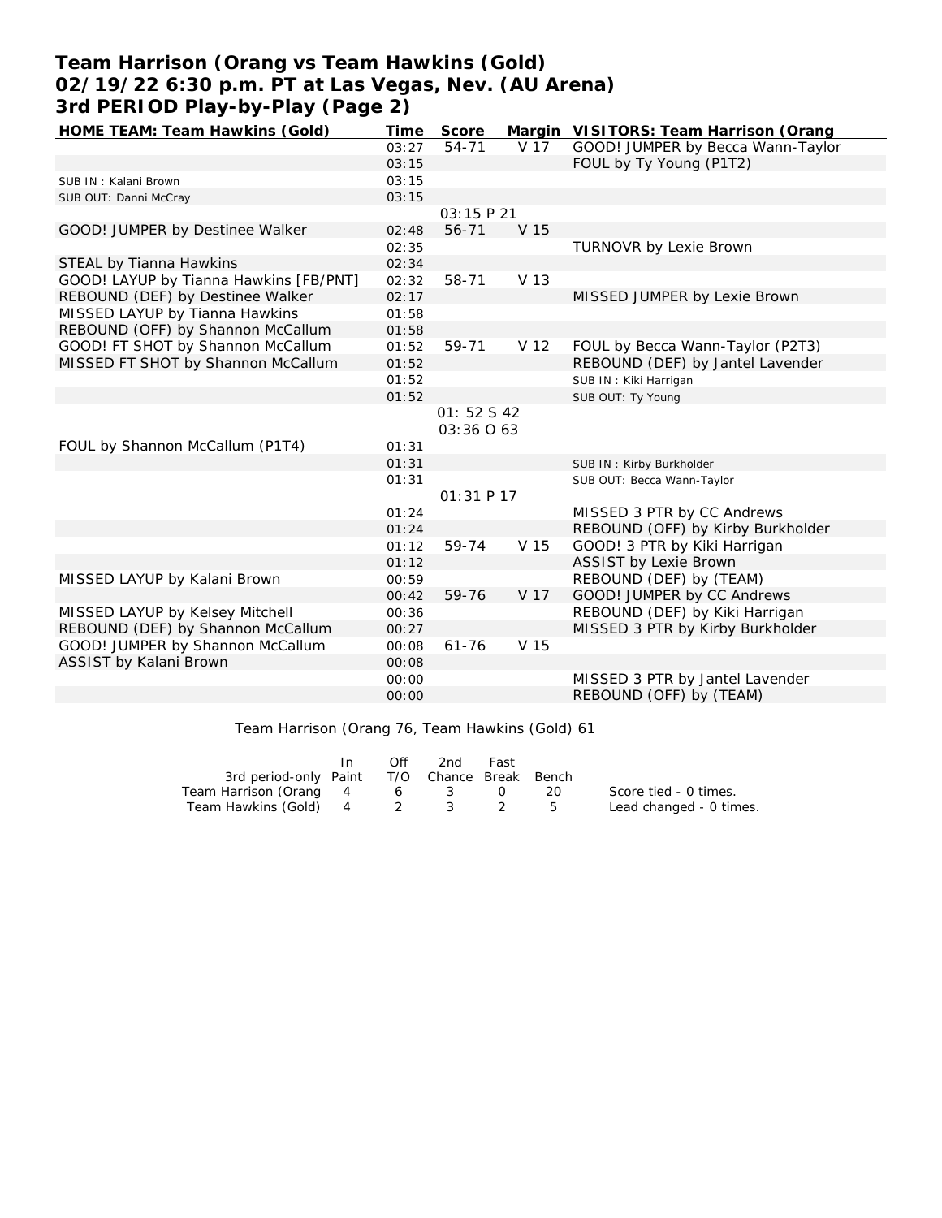# Team Harrison (Orang vs Team Hawkins (Gold)
## 02/19/22 6:30 p.m. PT at Las Vegas, Nev. (AU Arena)
## 3rd PERIOD Play-by-Play (Page 2)

| HOME TEAM: Team Hawkins (Gold) | Time | Score | Margin | VISITORS: Team Harrison (Orang |
|---|---|---|---|---|
| | 03:27 | 54-71 | V 17 | GOOD! JUMPER by Becca Wann-Taylor |
| | 03:15 | | | FOUL by Ty Young (P1T2) |
| SUB IN : Kalani Brown | 03:15 | | | |
| SUB OUT: Danni McCray | 03:15 | | | |
| | | 03:15 P 21 | | |
| GOOD! JUMPER by Destinee Walker | 02:48 | 56-71 | V 15 | |
| | 02:35 | | | TURNOVR by Lexie Brown |
| STEAL by Tianna Hawkins | 02:34 | | | |
| GOOD! LAYUP by Tianna Hawkins [FB/PNT] | 02:32 | 58-71 | V 13 | |
| REBOUND (DEF) by Destinee Walker | 02:17 | | | MISSED JUMPER by Lexie Brown |
| MISSED LAYUP by Tianna Hawkins | 01:58 | | | |
| REBOUND (OFF) by Shannon McCallum | 01:58 | | | |
| GOOD! FT SHOT by Shannon McCallum | 01:52 | 59-71 | V 12 | FOUL by Becca Wann-Taylor (P2T3) |
| MISSED FT SHOT by Shannon McCallum | 01:52 | | | REBOUND (DEF) by Jantel Lavender |
| | 01:52 | | | SUB IN : Kiki Harrigan |
| | 01:52 | | | SUB OUT: Ty Young |
| | | 01: 52 S 42 | | |
| | | 03:36 O 63 | | |
| FOUL by Shannon McCallum (P1T4) | 01:31 | | | |
| | 01:31 | | | SUB IN : Kirby Burkholder |
| | 01:31 | | | SUB OUT: Becca Wann-Taylor |
| | | 01:31 P 17 | | |
| | 01:24 | | | MISSED 3 PTR by CC Andrews |
| | 01:24 | | | REBOUND (OFF) by Kirby Burkholder |
| | 01:12 | 59-74 | V 15 | GOOD! 3 PTR by Kiki Harrigan |
| | 01:12 | | | ASSIST by Lexie Brown |
| MISSED LAYUP by Kalani Brown | 00:59 | | | REBOUND (DEF) by (TEAM) |
| | 00:42 | 59-76 | V 17 | GOOD! JUMPER by CC Andrews |
| MISSED LAYUP by Kelsey Mitchell | 00:36 | | | REBOUND (DEF) by Kiki Harrigan |
| REBOUND (DEF) by Shannon McCallum | 00:27 | | | MISSED 3 PTR by Kirby Burkholder |
| GOOD! JUMPER by Shannon McCallum | 00:08 | 61-76 | V 15 | |
| ASSIST by Kalani Brown | 00:08 | | | |
| | 00:00 | | | MISSED 3 PTR by Jantel Lavender |
| | 00:00 | | | REBOUND (OFF) by (TEAM) |

Team Harrison (Orang 76, Team Hawkins (Gold) 61

| 3rd period-only | In Paint | Off T/O | 2nd Chance | Fast Break | Bench |
|---|---|---|---|---|---|
| Team Harrison (Orang | 4 | 6 | 3 | 0 | 20 |
| Team Hawkins (Gold) | 4 | 2 | 3 | 2 | 5 |

Score tied - 0 times.
Lead changed - 0 times.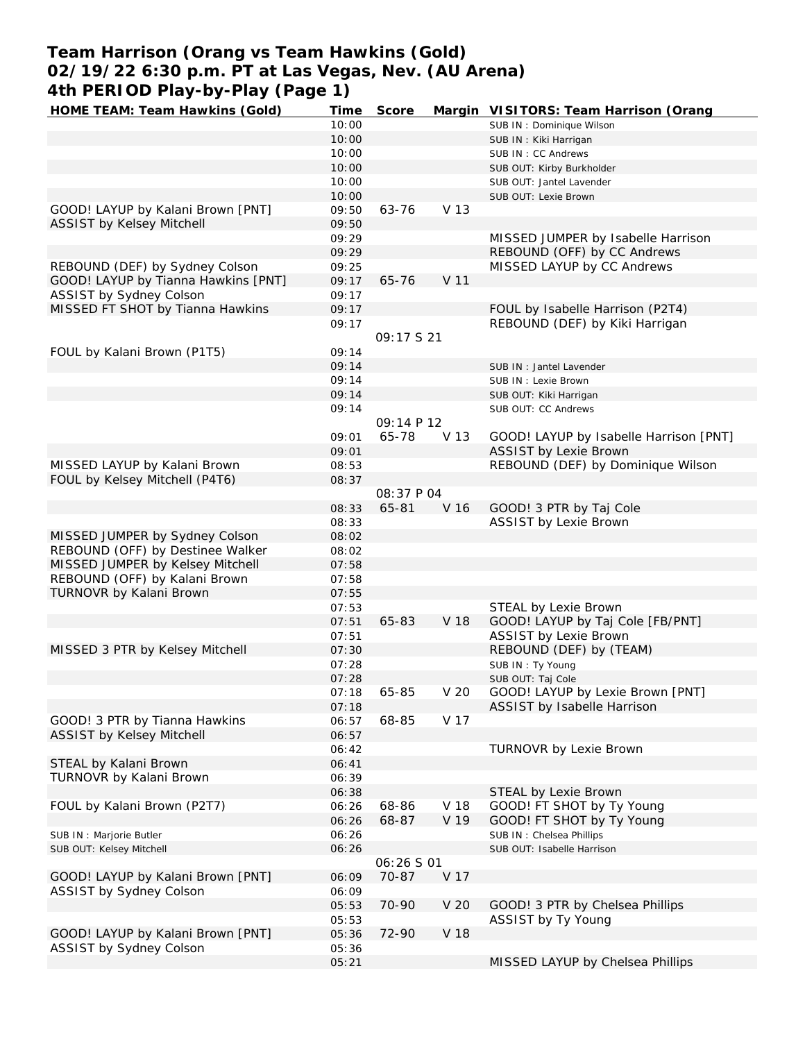# Team Harrison (Orang vs Team Hawkins (Gold)
## 02/19/22 6:30 p.m. PT at Las Vegas, Nev. (AU Arena)
## 4th PERIOD Play-by-Play (Page 1)

| HOME TEAM: Team Hawkins (Gold) | Time | Score | Margin | VISITORS: Team Harrison (Orang |
|---|---|---|---|---|
| | 10:00 | | | SUB IN : Dominique Wilson |
| | 10:00 | | | SUB IN : Kiki Harrigan |
| | 10:00 | | | SUB IN : CC Andrews |
| | 10:00 | | | SUB OUT: Kirby Burkholder |
| | 10:00 | | | SUB OUT: Jantel Lavender |
| | 10:00 | | | SUB OUT: Lexie Brown |
| GOOD! LAYUP by Kalani Brown [PNT] | 09:50 | 63-76 | V 13 | |
| ASSIST by Kelsey Mitchell | 09:50 | | | |
| | 09:29 | | | MISSED JUMPER by Isabelle Harrison |
| | 09:29 | | | REBOUND (OFF) by CC Andrews |
| REBOUND (DEF) by Sydney Colson | 09:25 | | | MISSED LAYUP by CC Andrews |
| GOOD! LAYUP by Tianna Hawkins [PNT] | 09:17 | 65-76 | V 11 | |
| ASSIST by Sydney Colson | 09:17 | | | |
| MISSED FT SHOT by Tianna Hawkins | 09:17 | | | FOUL by Isabelle Harrison (P2T4) |
| | 09:17 | | | REBOUND (DEF) by Kiki Harrigan |
| | | 09:17 S 21 | | |
| FOUL by Kalani Brown (P1T5) | 09:14 | | | |
| | 09:14 | | | SUB IN : Jantel Lavender |
| | 09:14 | | | SUB IN : Lexie Brown |
| | 09:14 | | | SUB OUT: Kiki Harrigan |
| | 09:14 | | | SUB OUT: CC Andrews |
| | | 09:14 P 12 | | |
| | 09:01 | 65-78 | V 13 | GOOD! LAYUP by Isabelle Harrison [PNT] |
| | 09:01 | | | ASSIST by Lexie Brown |
| MISSED LAYUP by Kalani Brown | 08:53 | | | REBOUND (DEF) by Dominique Wilson |
| FOUL by Kelsey Mitchell (P4T6) | 08:37 | | | |
| | | 08:37 P 04 | | |
| | 08:33 | 65-81 | V 16 | GOOD! 3 PTR by Taj Cole |
| | 08:33 | | | ASSIST by Lexie Brown |
| MISSED JUMPER by Sydney Colson | 08:02 | | | |
| REBOUND (OFF) by Destinee Walker | 08:02 | | | |
| MISSED JUMPER by Kelsey Mitchell | 07:58 | | | |
| REBOUND (OFF) by Kalani Brown | 07:58 | | | |
| TURNOVR by Kalani Brown | 07:55 | | | |
| | 07:53 | | | STEAL by Lexie Brown |
| | 07:51 | 65-83 | V 18 | GOOD! LAYUP by Taj Cole [FB/PNT] |
| | 07:51 | | | ASSIST by Lexie Brown |
| MISSED 3 PTR by Kelsey Mitchell | 07:30 | | | REBOUND (DEF) by (TEAM) |
| | 07:28 | | | SUB IN : Ty Young |
| | 07:28 | | | SUB OUT: Taj Cole |
| | 07:18 | 65-85 | V 20 | GOOD! LAYUP by Lexie Brown [PNT] |
| | 07:18 | | | ASSIST by Isabelle Harrison |
| GOOD! 3 PTR by Tianna Hawkins | 06:57 | 68-85 | V 17 | |
| ASSIST by Kelsey Mitchell | 06:57 | | | |
| | 06:42 | | | TURNOVR by Lexie Brown |
| STEAL by Kalani Brown | 06:41 | | | |
| TURNOVR by Kalani Brown | 06:39 | | | |
| | 06:38 | | | STEAL by Lexie Brown |
| FOUL by Kalani Brown (P2T7) | 06:26 | 68-86 | V 18 | GOOD! FT SHOT by Ty Young |
| | 06:26 | 68-87 | V 19 | GOOD! FT SHOT by Ty Young |
| SUB IN : Marjorie Butler | 06:26 | | | SUB IN : Chelsea Phillips |
| SUB OUT: Kelsey Mitchell | 06:26 | | | SUB OUT: Isabelle Harrison |
| | | 06:26 S 01 | | |
| GOOD! LAYUP by Kalani Brown [PNT] | 06:09 | 70-87 | V 17 | |
| ASSIST by Sydney Colson | 06:09 | | | |
| | 05:53 | 70-90 | V 20 | GOOD! 3 PTR by Chelsea Phillips |
| | 05:53 | | | ASSIST by Ty Young |
| GOOD! LAYUP by Kalani Brown [PNT] | 05:36 | 72-90 | V 18 | |
| ASSIST by Sydney Colson | 05:36 | | | |
| | 05:21 | | | MISSED LAYUP by Chelsea Phillips |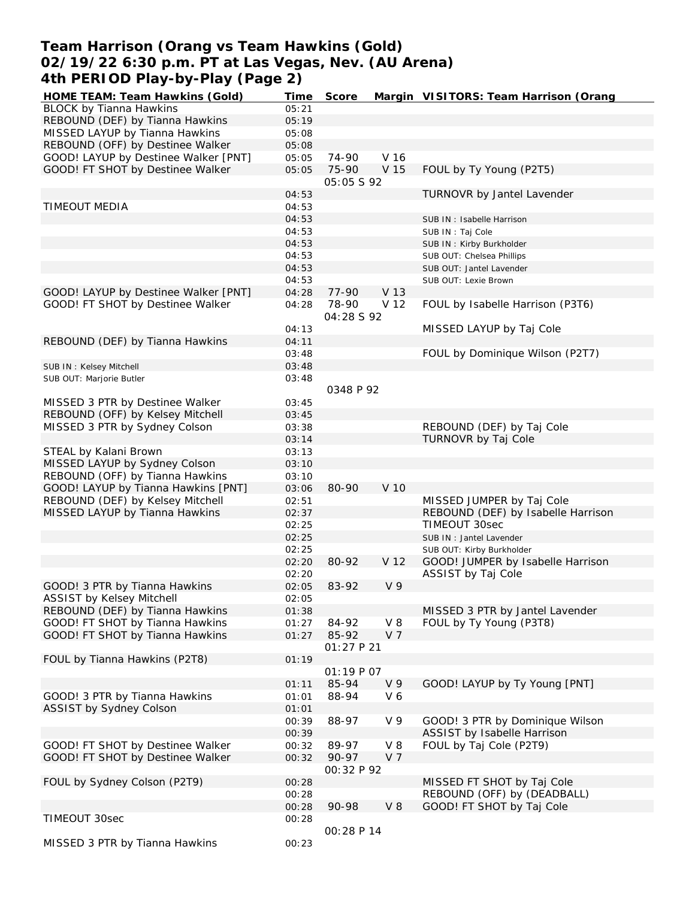# Team Harrison (Orang vs Team Hawkins (Gold)
## 02/19/22 6:30 p.m. PT at Las Vegas, Nev. (AU Arena)
## 4th PERIOD Play-by-Play (Page 2)

| HOME TEAM: Team Hawkins (Gold) | Time | Score | Margin | VISITORS: Team Harrison (Orang |
|---|---|---|---|---|
| BLOCK by Tianna Hawkins | 05:21 | | | |
| REBOUND (DEF) by Tianna Hawkins | 05:19 | | | |
| MISSED LAYUP by Tianna Hawkins | 05:08 | | | |
| REBOUND (OFF) by Destinee Walker | 05:08 | | | |
| GOOD! LAYUP by Destinee Walker [PNT] | 05:05 | 74-90 | V 16 | |
| GOOD! FT SHOT by Destinee Walker | 05:05 | 75-90 | V 15 | FOUL by Ty Young (P2T5) |
| | | 05:05 S 92 | | |
| | 04:53 | | | TURNOVR by Jantel Lavender |
| TIMEOUT MEDIA | 04:53 | | | |
| | 04:53 | | | SUB IN : Isabelle Harrison |
| | 04:53 | | | SUB IN : Taj Cole |
| | 04:53 | | | SUB IN : Kirby Burkholder |
| | 04:53 | | | SUB OUT: Chelsea Phillips |
| | 04:53 | | | SUB OUT: Jantel Lavender |
| | 04:53 | | | SUB OUT: Lexie Brown |
| GOOD! LAYUP by Destinee Walker [PNT] | 04:28 | 77-90 | V 13 | |
| GOOD! FT SHOT by Destinee Walker | 04:28 | 78-90 | V 12 | FOUL by Isabelle Harrison (P3T6) |
| | | 04:28 S 92 | | |
| | 04:13 | | | MISSED LAYUP by Taj Cole |
| REBOUND (DEF) by Tianna Hawkins | 04:11 | | | |
| | 03:48 | | | FOUL by Dominique Wilson (P2T7) |
| SUB IN : Kelsey Mitchell | 03:48 | | | |
| SUB OUT: Marjorie Butler | 03:48 | | | |
| | | 0348 P 92 | | |
| MISSED 3 PTR by Destinee Walker | 03:45 | | | |
| REBOUND (OFF) by Kelsey Mitchell | 03:45 | | | |
| MISSED 3 PTR by Sydney Colson | 03:38 | | | REBOUND (DEF) by Taj Cole |
| | 03:14 | | | TURNOVR by Taj Cole |
| STEAL by Kalani Brown | 03:13 | | | |
| MISSED LAYUP by Sydney Colson | 03:10 | | | |
| REBOUND (OFF) by Tianna Hawkins | 03:10 | | | |
| GOOD! LAYUP by Tianna Hawkins [PNT] | 03:06 | 80-90 | V 10 | |
| REBOUND (DEF) by Kelsey Mitchell | 02:51 | | | MISSED JUMPER by Taj Cole |
| MISSED LAYUP by Tianna Hawkins | 02:37 | | | REBOUND (DEF) by Isabelle Harrison |
| | 02:25 | | | TIMEOUT 30sec |
| | 02:25 | | | SUB IN : Jantel Lavender |
| | 02:25 | | | SUB OUT: Kirby Burkholder |
| | 02:20 | 80-92 | V 12 | GOOD! JUMPER by Isabelle Harrison |
| | 02:20 | | | ASSIST by Taj Cole |
| GOOD! 3 PTR by Tianna Hawkins | 02:05 | 83-92 | V 9 | |
| ASSIST by Kelsey Mitchell | 02:05 | | | |
| REBOUND (DEF) by Tianna Hawkins | 01:38 | | | MISSED 3 PTR by Jantel Lavender |
| GOOD! FT SHOT by Tianna Hawkins | 01:27 | 84-92 | V 8 | FOUL by Ty Young (P3T8) |
| GOOD! FT SHOT by Tianna Hawkins | 01:27 | 85-92 | V 7 | |
| | | 01:27 P 21 | | |
| FOUL by Tianna Hawkins (P2T8) | 01:19 | | | |
| | | 01:19 P 07 | | |
| | 01:11 | 85-94 | V 9 | GOOD! LAYUP by Ty Young [PNT] |
| GOOD! 3 PTR by Tianna Hawkins | 01:01 | 88-94 | V 6 | |
| ASSIST by Sydney Colson | 01:01 | | | |
| | 00:39 | 88-97 | V 9 | GOOD! 3 PTR by Dominique Wilson |
| | 00:39 | | | ASSIST by Isabelle Harrison |
| GOOD! FT SHOT by Destinee Walker | 00:32 | 89-97 | V 8 | FOUL by Taj Cole (P2T9) |
| GOOD! FT SHOT by Destinee Walker | 00:32 | 90-97 | V 7 | |
| | | 00:32 P 92 | | |
| FOUL by Sydney Colson (P2T9) | 00:28 | | | MISSED FT SHOT by Taj Cole |
| | 00:28 | | | REBOUND (OFF) by (DEADBALL) |
| | 00:28 | 90-98 | V 8 | GOOD! FT SHOT by Taj Cole |
| TIMEOUT 30sec | 00:28 | | | |
| | | 00:28 P 14 | | |
| MISSED 3 PTR by Tianna Hawkins | 00:23 | | | |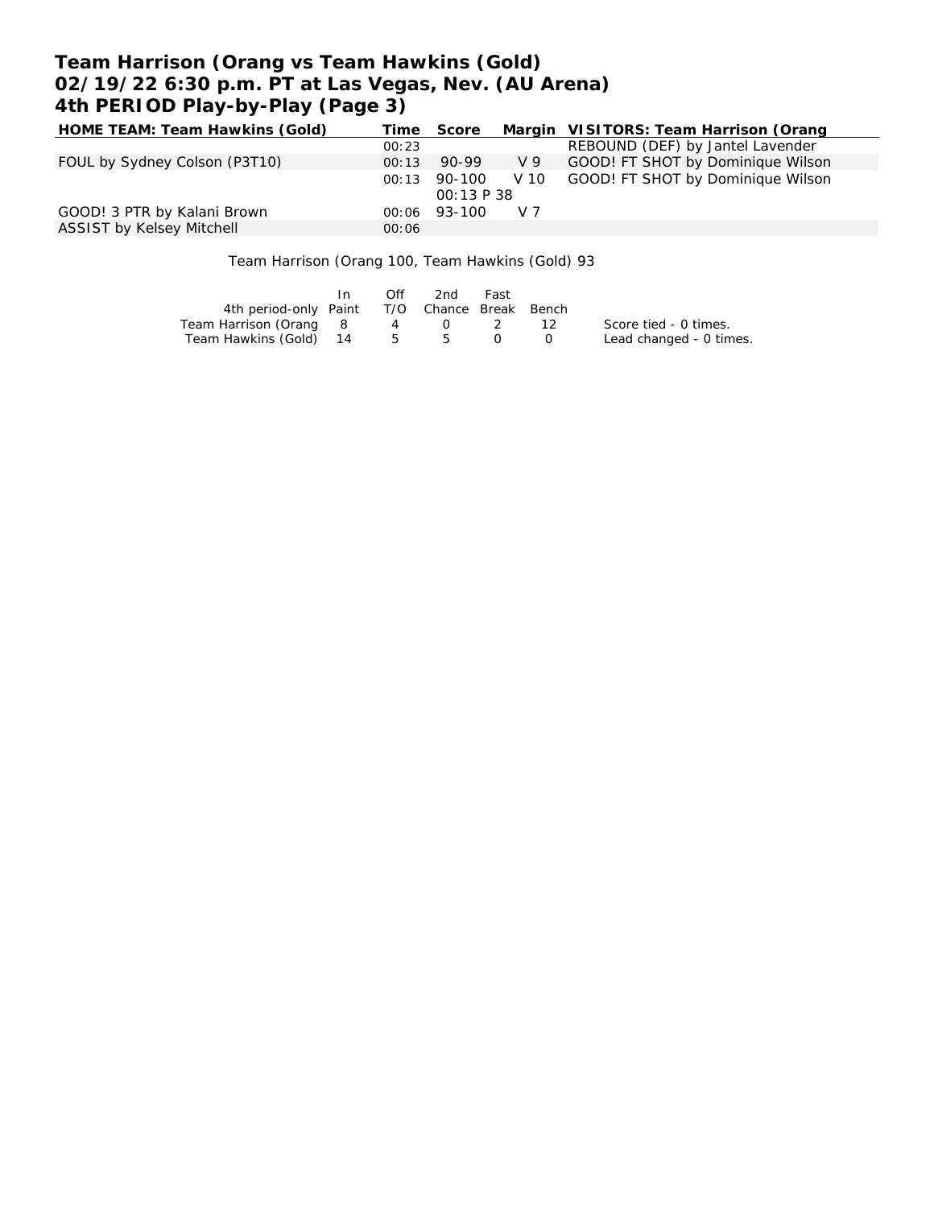**Team Harrison (Orang vs Team Hawkins (Gold)**
**02/19/22 6:30 p.m. PT at Las Vegas, Nev. (AU Arena)**
**4th PERIOD Play-by-Play (Page 3)**

| HOME TEAM: Team Hawkins (Gold) | Time | Score | Margin | VISITORS: Team Harrison (Orang |
|---|---|---|---|---|
| | 00:23 | | | REBOUND (DEF) by Jantel Lavender |
| FOUL by Sydney Colson (P3T10) | 00:13 | 90-99 | V 9 | GOOD! FT SHOT by Dominique Wilson |
| | 00:13 | 90-100<br>00:13 P 38 | V 10 | GOOD! FT SHOT by Dominique Wilson |
| GOOD! 3 PTR by Kalani Brown | 00:06 | 93-100 | V 7 | |
| ASSIST by Kelsey Mitchell | 00:06 | | | |

Team Harrison (Orang 100, Team Hawkins (Gold) 93

| 4th period-only | In Paint | Off T/O | 2nd Chance | Fast Break | Bench |
|---|---|---|---|---|---|
| Team Harrison (Orang | 8 | 4 | 0 | 2 | 12 |
| Team Hawkins (Gold) | 14 | 5 | 5 | 0 | 0 |

Score tied - 0 times.
Lead changed - 0 times.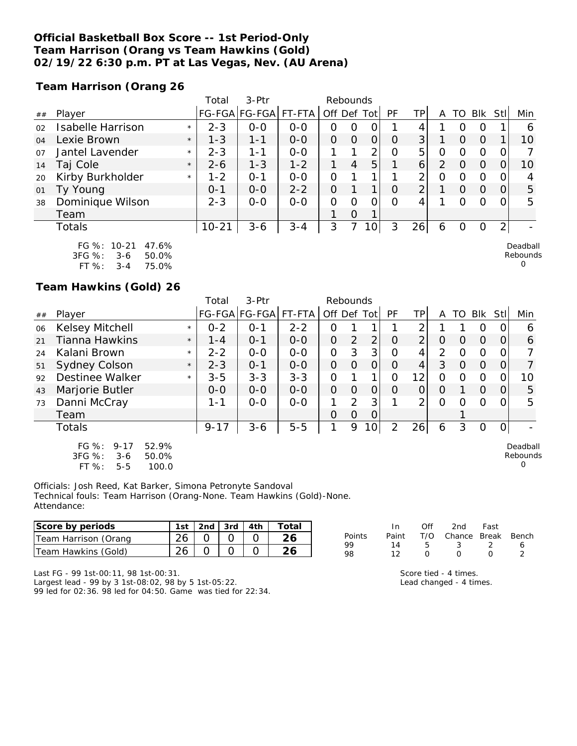**Official Basketball Box Score -- 1st Period-Only**
**Team Harrison (Orang vs Team Hawkins (Gold)**
**02/19/22 6:30 p.m. PT at Las Vegas, Nev. (AU Arena)**

**Team Harrison (Orang 26**

| ## | Player | | Total FG-FGA | 3-Ptr FG-FGA | FT-FTA | Rebounds Off | Def | Tot | PF | TP | A | TO | Blk | Stl | Min |
|---|---|---|---|---|---|---|---|---|---|---|---|---|---|---|---|
| 02 | Isabelle Harrison | * | 2-3 | 0-0 | 0-0 | 0 | 0 | 0 | 1 | 4 | 1 | 0 | 0 | 1 | 6 |
| 04 | Lexie Brown | * | 1-3 | 1-1 | 0-0 | 0 | 0 | 0 | 0 | 3 | 1 | 0 | 0 | 1 | 10 |
| 07 | Jantel Lavender | * | 2-3 | 1-1 | 0-0 | 1 | 1 | 2 | 0 | 5 | 0 | 0 | 0 | 0 | 7 |
| 14 | Taj Cole | * | 2-6 | 1-3 | 1-2 | 1 | 4 | 5 | 1 | 6 | 2 | 0 | 0 | 0 | 10 |
| 20 | Kirby Burkholder | * | 1-2 | 0-1 | 0-0 | 0 | 1 | 1 | 1 | 2 | 0 | 0 | 0 | 0 | 4 |
| 01 | Ty Young | | 0-1 | 0-0 | 2-2 | 0 | 1 | 1 | 0 | 2 | 1 | 0 | 0 | 0 | 5 |
| 38 | Dominique Wilson | | 2-3 | 0-0 | 0-0 | 0 | 0 | 0 | 0 | 4 | 1 | 0 | 0 | 0 | 5 |
| | Team | | | | | 1 | 0 | 1 | | | | | | | |
| | Totals | | 10-21 | 3-6 | 3-4 | 3 | 7 | 10 | 3 | 26 | 6 | 0 | 0 | 2 | - |

FG %: 10-21 47.6%
3FG %: 3-6 50.0%
FT %: 3-4 75.0%

Deadball Rebounds 0

**Team Hawkins (Gold) 26**

| ## | Player | | Total FG-FGA | 3-Ptr FG-FGA | FT-FTA | Rebounds Off | Def | Tot | PF | TP | A | TO | Blk | Stl | Min |
|---|---|---|---|---|---|---|---|---|---|---|---|---|---|---|---|
| 06 | Kelsey Mitchell | * | 0-2 | 0-1 | 2-2 | 0 | 1 | 1 | 1 | 2 | 1 | 1 | 0 | 0 | 6 |
| 21 | Tianna Hawkins | * | 1-4 | 0-1 | 0-0 | 0 | 2 | 2 | 0 | 2 | 0 | 0 | 0 | 0 | 6 |
| 24 | Kalani Brown | * | 2-2 | 0-0 | 0-0 | 0 | 3 | 3 | 0 | 4 | 2 | 0 | 0 | 0 | 7 |
| 51 | Sydney Colson | * | 2-3 | 0-1 | 0-0 | 0 | 0 | 0 | 0 | 4 | 3 | 0 | 0 | 0 | 7 |
| 92 | Destinee Walker | * | 3-5 | 3-3 | 3-3 | 0 | 1 | 1 | 0 | 12 | 0 | 0 | 0 | 0 | 10 |
| 43 | Marjorie Butler | | 0-0 | 0-0 | 0-0 | 0 | 0 | 0 | 0 | 0 | 0 | 1 | 0 | 0 | 5 |
| 73 | Danni McCray | | 1-1 | 0-0 | 0-0 | 1 | 2 | 3 | 1 | 2 | 0 | 0 | 0 | 0 | 5 |
| | Team | | | | | 0 | 0 | 0 | | | | 1 | | | |
| | Totals | | 9-17 | 3-6 | 5-5 | 1 | 9 | 10 | 2 | 26 | 6 | 3 | 0 | 0 | - |

FG %: 9-17 52.9%
3FG %: 3-6 50.0%
FT %: 5-5 100.0

Deadball Rebounds 0

Officials: Josh Reed, Kat Barker, Simona Petronyte Sandoval
Technical fouls: Team Harrison (Orang-None. Team Hawkins (Gold)-None.
Attendance:

| Score by periods | 1st | 2nd | 3rd | 4th | Total |
|---|---|---|---|---|---|
| Team Harrison (Orang | 26 | 0 | 0 | 0 | 26 |
| Team Hawkins (Gold) | 26 | 0 | 0 | 0 | 26 |

| Points | In Paint | Off T/O | 2nd Chance | Fast Break | Bench |
|---|---|---|---|---|---|
| 99 | 14 | 5 | 3 | 2 | 6 |
| 98 | 12 | 0 | 0 | 0 | 2 |

Last FG - 99 1st-00:11, 98 1st-00:31.
Largest lead - 99 by 3 1st-08:02, 98 by 5 1st-05:22.
99 led for 02:36. 98 led for 04:50. Game was tied for 22:34.

Score tied - 4 times.
Lead changed - 4 times.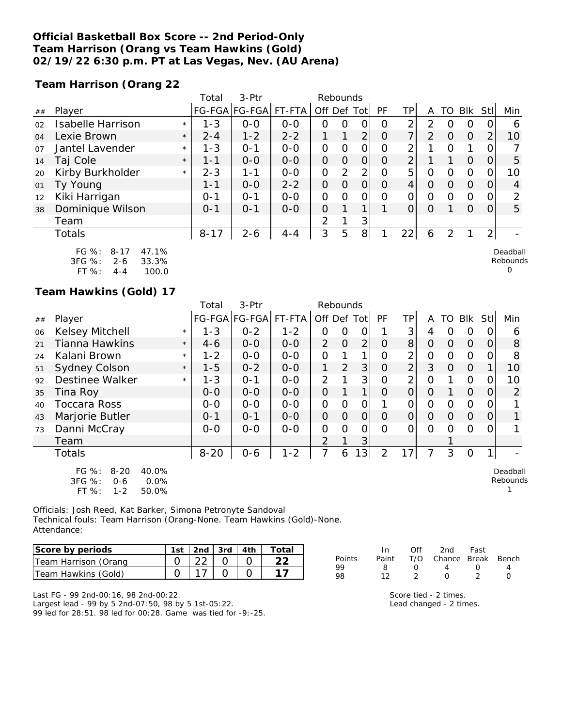**Official Basketball Box Score -- 2nd Period-Only**
**Team Harrison (Orang vs Team Hawkins (Gold)**
**02/19/22 6:30 p.m. PT at Las Vegas, Nev. (AU Arena)**

**Team Harrison (Orang 22**

| ## | Player | | Total FG-FGA | 3-Ptr FG-FGA | FT-FTA | Rebounds Off | Def | Tot | PF | TP | A | TO | Blk | Stl | Min |
|---|---|---|---|---|---|---|---|---|---|---|---|---|---|---|---|
| 02 | Isabelle Harrison | * | 1-3 | 0-0 | 0-0 | 0 | 0 | 0 | 0 | 2 | 2 | 0 | 0 | 0 | 6 |
| 04 | Lexie Brown | * | 2-4 | 1-2 | 2-2 | 1 | 1 | 2 | 0 | 7 | 2 | 0 | 0 | 2 | 10 |
| 07 | Jantel Lavender | * | 1-3 | 0-1 | 0-0 | 0 | 0 | 0 | 0 | 2 | 1 | 0 | 1 | 0 | 7 |
| 14 | Taj Cole | * | 1-1 | 0-0 | 0-0 | 0 | 0 | 0 | 0 | 2 | 1 | 1 | 0 | 0 | 5 |
| 20 | Kirby Burkholder | * | 2-3 | 1-1 | 0-0 | 0 | 2 | 2 | 0 | 5 | 0 | 0 | 0 | 0 | 10 |
| 01 | Ty Young | | 1-1 | 0-0 | 2-2 | 0 | 0 | 0 | 0 | 4 | 0 | 0 | 0 | 0 | 4 |
| 12 | Kiki Harrigan | | 0-1 | 0-1 | 0-0 | 0 | 0 | 0 | 0 | 0 | 0 | 0 | 0 | 0 | 2 |
| 38 | Dominique Wilson | | 0-1 | 0-1 | 0-0 | 0 | 1 | 1 | 1 | 0 | 0 | 1 | 0 | 0 | 5 |
| | Team | | | | | 2 | 1 | 3 | | | | | | | |
| | Totals | | 8-17 | 2-6 | 4-4 | 3 | 5 | 8 | 1 | 22 | 6 | 2 | 1 | 2 | - |

FG %: 8-17 47.1%
3FG %: 2-6 33.3%
FT %: 4-4 100.0

Deadball Rebounds 0

**Team Hawkins (Gold) 17**

| ## | Player | | Total FG-FGA | 3-Ptr FG-FGA | FT-FTA | Rebounds Off | Def | Tot | PF | TP | A | TO | Blk | Stl | Min |
|---|---|---|---|---|---|---|---|---|---|---|---|---|---|---|---|
| 06 | Kelsey Mitchell | * | 1-3 | 0-2 | 1-2 | 0 | 0 | 0 | 1 | 3 | 4 | 0 | 0 | 0 | 6 |
| 21 | Tianna Hawkins | * | 4-6 | 0-0 | 0-0 | 2 | 0 | 2 | 0 | 8 | 0 | 0 | 0 | 0 | 8 |
| 24 | Kalani Brown | * | 1-2 | 0-0 | 0-0 | 0 | 1 | 1 | 0 | 2 | 0 | 0 | 0 | 0 | 8 |
| 51 | Sydney Colson | * | 1-5 | 0-2 | 0-0 | 1 | 2 | 3 | 0 | 2 | 3 | 0 | 0 | 1 | 10 |
| 92 | Destinee Walker | * | 1-3 | 0-1 | 0-0 | 2 | 1 | 3 | 0 | 2 | 0 | 1 | 0 | 0 | 10 |
| 35 | Tina Roy | | 0-0 | 0-0 | 0-0 | 0 | 1 | 1 | 0 | 0 | 0 | 1 | 0 | 0 | 2 |
| 40 | Toccara Ross | | 0-0 | 0-0 | 0-0 | 0 | 0 | 0 | 1 | 0 | 0 | 0 | 0 | 0 | 1 |
| 43 | Marjorie Butler | | 0-1 | 0-1 | 0-0 | 0 | 0 | 0 | 0 | 0 | 0 | 0 | 0 | 0 | 1 |
| 73 | Danni McCray | | 0-0 | 0-0 | 0-0 | 0 | 0 | 0 | 0 | 0 | 0 | 0 | 0 | 0 | 1 |
| | Team | | | | | 2 | 1 | 3 | | | | 1 | | | |
| | Totals | | 8-20 | 0-6 | 1-2 | 7 | 6 | 13 | 2 | 17 | 7 | 3 | 0 | 1 | - |

FG %: 8-20 40.0%
3FG %: 0-6 0.0%
FT %: 1-2 50.0%

Deadball Rebounds 1

Officials: Josh Reed, Kat Barker, Simona Petronyte Sandoval
Technical fouls: Team Harrison (Orang-None. Team Hawkins (Gold)-None.
Attendance:

| Score by periods | 1st | 2nd | 3rd | 4th | Total |
|---|---|---|---|---|---|
| Team Harrison (Orang | 0 | 22 | 0 | 0 | 22 |
| Team Hawkins (Gold) | 0 | 17 | 0 | 0 | 17 |

| Points | In Paint | Off T/O | 2nd Chance | Fast Break | Bench |
|---|---|---|---|---|---|
| 99 | 8 | 0 | 4 | 0 | 4 |
| 98 | 12 | 2 | 0 | 2 | 0 |

Last FG - 99 2nd-00:16, 98 2nd-00:22.
Largest lead - 99 by 5 2nd-07:50, 98 by 5 1st-05:22.
99 led for 28:51. 98 led for 00:28. Game was tied for -9:-25.

Score tied - 2 times.
Lead changed - 2 times.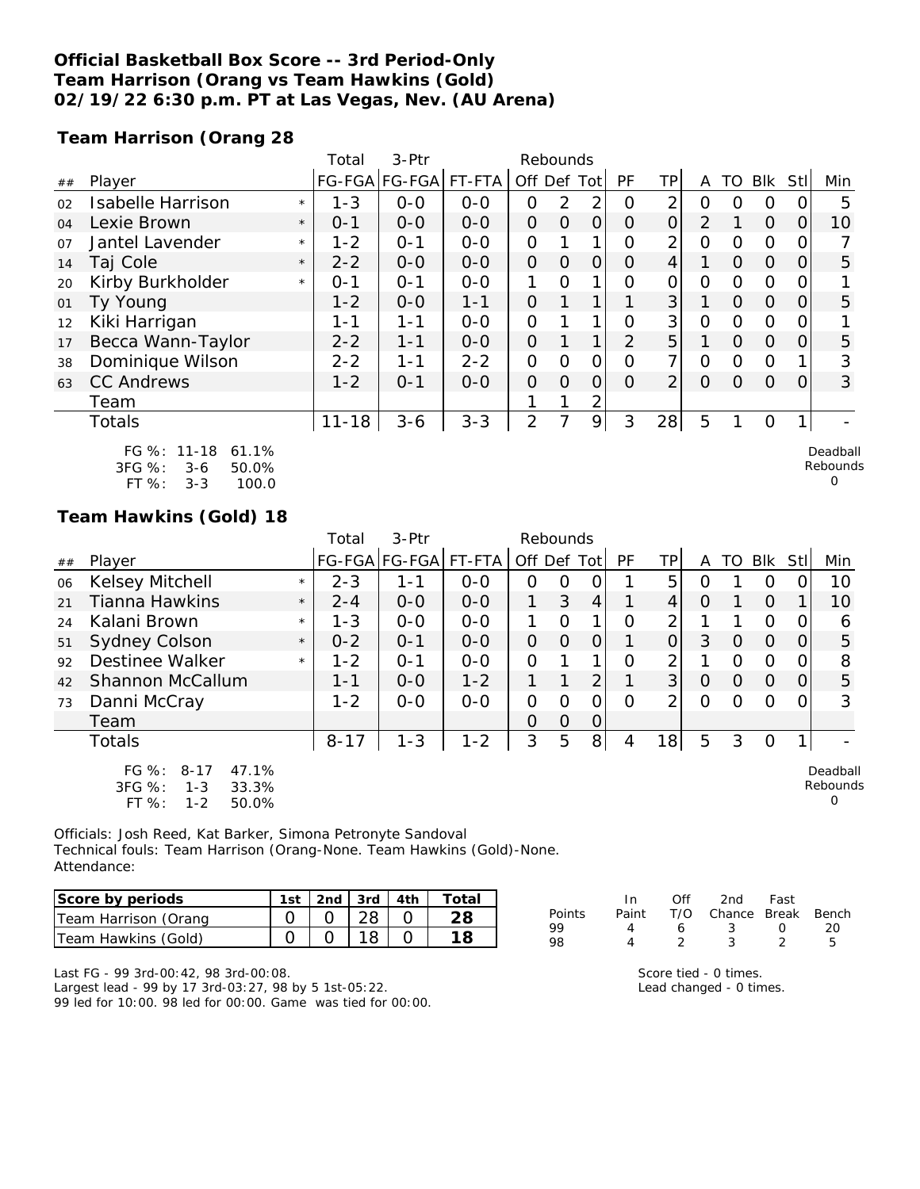**Official Basketball Box Score -- 3rd Period-Only**
**Team Harrison (Orang vs Team Hawkins (Gold)**
**02/19/22 6:30 p.m. PT at Las Vegas, Nev. (AU Arena)**

**Team Harrison (Orang 28**

| ## | Player | | Total FG-FGA | 3-Ptr FG-FGA | FT-FTA | Rebounds Off | Def | Tot | PF | TP | A | TO | Blk | Stl | Min |
|---|---|---|---|---|---|---|---|---|---|---|---|---|---|---|---|
| 02 | Isabelle Harrison | * | 1-3 | 0-0 | 0-0 | 0 | 2 | 2 | 0 | 2 | 0 | 0 | 0 | 0 | 5 |
| 04 | Lexie Brown | * | 0-1 | 0-0 | 0-0 | 0 | 0 | 0 | 0 | 0 | 2 | 1 | 0 | 0 | 10 |
| 07 | Jantel Lavender | * | 1-2 | 0-1 | 0-0 | 0 | 1 | 1 | 0 | 2 | 0 | 0 | 0 | 0 | 7 |
| 14 | Taj Cole | * | 2-2 | 0-0 | 0-0 | 0 | 0 | 0 | 0 | 4 | 1 | 0 | 0 | 0 | 5 |
| 20 | Kirby Burkholder | * | 0-1 | 0-1 | 0-0 | 1 | 0 | 1 | 0 | 0 | 0 | 0 | 0 | 0 | 1 |
| 01 | Ty Young | | 1-2 | 0-0 | 1-1 | 0 | 1 | 1 | 1 | 3 | 1 | 0 | 0 | 0 | 5 |
| 12 | Kiki Harrigan | | 1-1 | 1-1 | 0-0 | 0 | 1 | 1 | 0 | 3 | 0 | 0 | 0 | 0 | 1 |
| 17 | Becca Wann-Taylor | | 2-2 | 1-1 | 0-0 | 0 | 1 | 1 | 2 | 5 | 1 | 0 | 0 | 0 | 5 |
| 38 | Dominique Wilson | | 2-2 | 1-1 | 2-2 | 0 | 0 | 0 | 0 | 7 | 0 | 0 | 0 | 1 | 3 |
| 63 | CC Andrews | | 1-2 | 0-1 | 0-0 | 0 | 0 | 0 | 0 | 2 | 0 | 0 | 0 | 0 | 3 |
| | Team | | | | | 1 | 1 | 2 | | | | | | | |
| | Totals | | 11-18 | 3-6 | 3-3 | 2 | 7 | 9 | 3 | 28 | 5 | 1 | 0 | 1 | - |

FG %: 11-18 61.1%
3FG %: 3-6 50.0%
FT %: 3-3 100.0

Deadball Rebounds 0

**Team Hawkins (Gold) 18**

| ## | Player | | Total FG-FGA | 3-Ptr FG-FGA | FT-FTA | Rebounds Off | Def | Tot | PF | TP | A | TO | Blk | Stl | Min |
|---|---|---|---|---|---|---|---|---|---|---|---|---|---|---|---|
| 06 | Kelsey Mitchell | * | 2-3 | 1-1 | 0-0 | 0 | 0 | 0 | 1 | 5 | 0 | 1 | 0 | 0 | 10 |
| 21 | Tianna Hawkins | * | 2-4 | 0-0 | 0-0 | 1 | 3 | 4 | 1 | 4 | 0 | 1 | 0 | 1 | 10 |
| 24 | Kalani Brown | * | 1-3 | 0-0 | 0-0 | 1 | 0 | 1 | 0 | 2 | 1 | 1 | 0 | 0 | 6 |
| 51 | Sydney Colson | * | 0-2 | 0-1 | 0-0 | 0 | 0 | 0 | 1 | 0 | 3 | 0 | 0 | 0 | 5 |
| 92 | Destinee Walker | * | 1-2 | 0-1 | 0-0 | 0 | 1 | 1 | 0 | 2 | 1 | 0 | 0 | 0 | 8 |
| 42 | Shannon McCallum | | 1-1 | 0-0 | 1-2 | 1 | 1 | 2 | 1 | 3 | 0 | 0 | 0 | 0 | 5 |
| 73 | Danni McCray | | 1-2 | 0-0 | 0-0 | 0 | 0 | 0 | 0 | 2 | 0 | 0 | 0 | 0 | 3 |
| | Team | | | | | 0 | 0 | 0 | | | | | | | |
| | Totals | | 8-17 | 1-3 | 1-2 | 3 | 5 | 8 | 4 | 18 | 5 | 3 | 0 | 1 | - |

FG %: 8-17 47.1%
3FG %: 1-3 33.3%
FT %: 1-2 50.0%

Deadball Rebounds 0

Officials: Josh Reed, Kat Barker, Simona Petronyte Sandoval
Technical fouls: Team Harrison (Orang-None. Team Hawkins (Gold)-None.
Attendance:

| Score by periods | 1st | 2nd | 3rd | 4th | Total |
|---|---|---|---|---|---|
| Team Harrison (Orang | 0 | 0 | 28 | 0 | 28 |
| Team Hawkins (Gold) | 0 | 0 | 18 | 0 | 18 |

| Points | In Paint | Off T/O | 2nd Chance | Fast Break | Bench |
|---|---|---|---|---|---|
| 99 | 4 | 6 | 3 | 0 | 20 |
| 98 | 4 | 2 | 3 | 2 | 5 |

Last FG - 99 3rd-00:42, 98 3rd-00:08.
Largest lead - 99 by 17 3rd-03:27, 98 by 5 1st-05:22.
99 led for 10:00. 98 led for 00:00. Game was tied for 00:00.

Score tied - 0 times.
Lead changed - 0 times.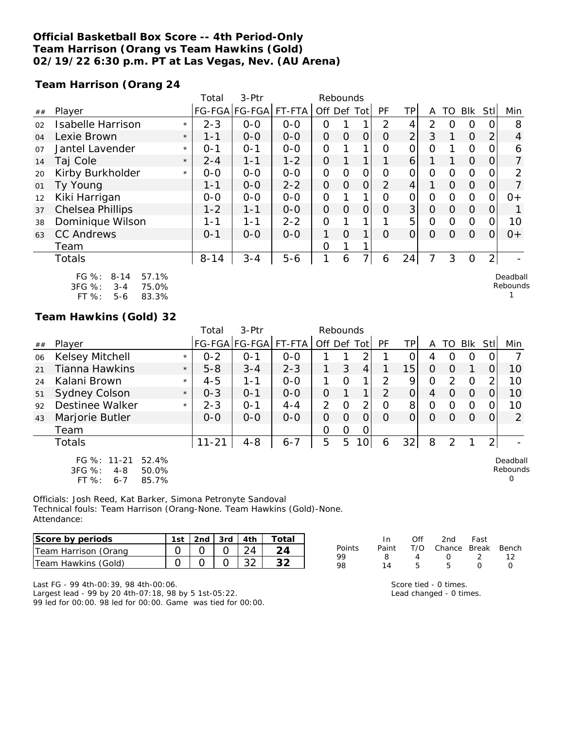**Official Basketball Box Score -- 4th Period-Only**
**Team Harrison (Orang vs Team Hawkins (Gold)**
**02/19/22 6:30 p.m. PT at Las Vegas, Nev. (AU Arena)**

**Team Harrison (Orang 24**

| ## | Player | | Total FG-FGA | 3-Ptr FG-FGA | FT-FTA | Rebounds Off | Def | Tot | PF | TP | A | TO | Blk | Stl | Min |
|---|---|---|---|---|---|---|---|---|---|---|---|---|---|---|---|
| 02 | Isabelle Harrison | * | 2-3 | 0-0 | 0-0 | 0 | 1 | 1 | 2 | 4 | 2 | 0 | 0 | 0 | 8 |
| 04 | Lexie Brown | * | 1-1 | 0-0 | 0-0 | 0 | 0 | 0 | 0 | 2 | 3 | 1 | 0 | 2 | 4 |
| 07 | Jantel Lavender | * | 0-1 | 0-1 | 0-0 | 0 | 1 | 1 | 0 | 0 | 0 | 1 | 0 | 0 | 6 |
| 14 | Taj Cole | * | 2-4 | 1-1 | 1-2 | 0 | 1 | 1 | 1 | 6 | 1 | 1 | 0 | 0 | 7 |
| 20 | Kirby Burkholder | * | 0-0 | 0-0 | 0-0 | 0 | 0 | 0 | 0 | 0 | 0 | 0 | 0 | 0 | 2 |
| 01 | Ty Young | | 1-1 | 0-0 | 2-2 | 0 | 0 | 0 | 2 | 4 | 1 | 0 | 0 | 0 | 7 |
| 12 | Kiki Harrigan | | 0-0 | 0-0 | 0-0 | 0 | 1 | 1 | 0 | 0 | 0 | 0 | 0 | 0 | 0+ |
| 37 | Chelsea Phillips | | 1-2 | 1-1 | 0-0 | 0 | 0 | 0 | 0 | 3 | 0 | 0 | 0 | 0 | 1 |
| 38 | Dominique Wilson | | 1-1 | 1-1 | 2-2 | 0 | 1 | 1 | 1 | 5 | 0 | 0 | 0 | 0 | 10 |
| 63 | CC Andrews | | 0-1 | 0-0 | 0-0 | 1 | 0 | 1 | 0 | 0 | 0 | 0 | 0 | 0 | 0+ |
| | Team | | | | | 0 | 1 | 1 | | | | | | | |
| | Totals | | 8-14 | 3-4 | 5-6 | 1 | 6 | 7 | 6 | 24 | 7 | 3 | 0 | 2 | - |

FG %: 8-14 57.1%
3FG %: 3-4 75.0%
FT %: 5-6 83.3%

Deadball Rebounds 1

**Team Hawkins (Gold) 32**

| ## | Player | | Total FG-FGA | 3-Ptr FG-FGA | FT-FTA | Rebounds Off | Def | Tot | PF | TP | A | TO | Blk | Stl | Min |
|---|---|---|---|---|---|---|---|---|---|---|---|---|---|---|---|
| 06 | Kelsey Mitchell | * | 0-2 | 0-1 | 0-0 | 1 | 1 | 2 | 1 | 0 | 4 | 0 | 0 | 0 | 7 |
| 21 | Tianna Hawkins | * | 5-8 | 3-4 | 2-3 | 1 | 3 | 4 | 1 | 15 | 0 | 0 | 1 | 0 | 10 |
| 24 | Kalani Brown | * | 4-5 | 1-1 | 0-0 | 1 | 0 | 1 | 2 | 9 | 0 | 2 | 0 | 2 | 10 |
| 51 | Sydney Colson | * | 0-3 | 0-1 | 0-0 | 0 | 1 | 1 | 2 | 0 | 4 | 0 | 0 | 0 | 10 |
| 92 | Destinee Walker | * | 2-3 | 0-1 | 4-4 | 2 | 0 | 2 | 0 | 8 | 0 | 0 | 0 | 0 | 10 |
| 43 | Marjorie Butler | | 0-0 | 0-0 | 0-0 | 0 | 0 | 0 | 0 | 0 | 0 | 0 | 0 | 0 | 2 |
| | Team | | | | | 0 | 0 | 0 | | | | | | | |
| | Totals | | 11-21 | 4-8 | 6-7 | 5 | 5 | 10 | 6 | 32 | 8 | 2 | 1 | 2 | - |

FG %: 11-21 52.4%
3FG %: 4-8 50.0%
FT %: 6-7 85.7%

Deadball Rebounds 0

Officials: Josh Reed, Kat Barker, Simona Petronyte Sandoval
Technical fouls: Team Harrison (Orang-None. Team Hawkins (Gold)-None.
Attendance:

| Score by periods | 1st | 2nd | 3rd | 4th | Total |
|---|---|---|---|---|---|
| Team Harrison (Orang | 0 | 0 | 0 | 24 | 24 |
| Team Hawkins (Gold) | 0 | 0 | 0 | 32 | 32 |

| Points | In Paint | Off T/O | 2nd Chance | Fast Break | Bench |
|---|---|---|---|---|---|
| 99 | 8 | 4 | 0 | 2 | 12 |
| 98 | 14 | 5 | 5 | 0 | 0 |

Last FG - 99 4th-00:39, 98 4th-00:06.
Largest lead - 99 by 20 4th-07:18, 98 by 5 1st-05:22.
99 led for 00:00. 98 led for 00:00. Game was tied for 00:00.

Score tied - 0 times.
Lead changed - 0 times.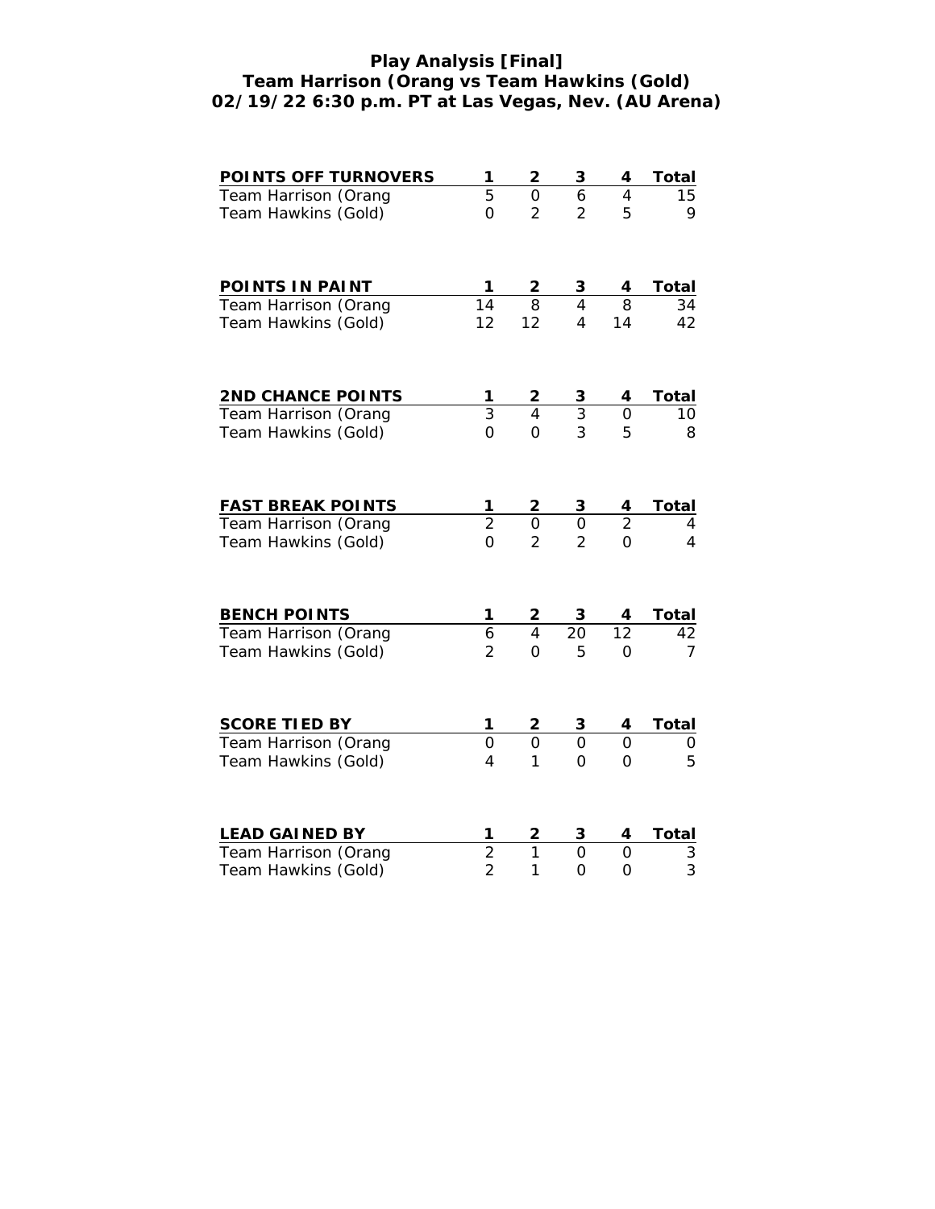**Play Analysis [Final]**
**Team Harrison (Orang vs Team Hawkins (Gold)**
**02/19/22 6:30 p.m. PT at Las Vegas, Nev. (AU Arena)**

| POINTS OFF TURNOVERS | 1 | 2 | 3 | 4 | Total |
|---|---|---|---|---|---|
| Team Harrison (Orang | 5 | 0 | 6 | 4 | 15 |
| Team Hawkins (Gold) | 0 | 2 | 2 | 5 | 9 |

| POINTS IN PAINT | 1 | 2 | 3 | 4 | Total |
|---|---|---|---|---|---|
| Team Harrison (Orang | 14 | 8 | 4 | 8 | 34 |
| Team Hawkins (Gold) | 12 | 12 | 4 | 14 | 42 |

| 2ND CHANCE POINTS | 1 | 2 | 3 | 4 | Total |
|---|---|---|---|---|---|
| Team Harrison (Orang | 3 | 4 | 3 | 0 | 10 |
| Team Hawkins (Gold) | 0 | 0 | 3 | 5 | 8 |

| FAST BREAK POINTS | 1 | 2 | 3 | 4 | Total |
|---|---|---|---|---|---|
| Team Harrison (Orang | 2 | 0 | 0 | 2 | 4 |
| Team Hawkins (Gold) | 0 | 2 | 2 | 0 | 4 |

| BENCH POINTS | 1 | 2 | 3 | 4 | Total |
|---|---|---|---|---|---|
| Team Harrison (Orang | 6 | 4 | 20 | 12 | 42 |
| Team Hawkins (Gold) | 2 | 0 | 5 | 0 | 7 |

| SCORE TIED BY | 1 | 2 | 3 | 4 | Total |
|---|---|---|---|---|---|
| Team Harrison (Orang | 0 | 0 | 0 | 0 | 0 |
| Team Hawkins (Gold) | 4 | 1 | 0 | 0 | 5 |

| LEAD GAINED BY | 1 | 2 | 3 | 4 | Total |
|---|---|---|---|---|---|
| Team Harrison (Orang | 2 | 1 | 0 | 0 | 3 |
| Team Hawkins (Gold) | 2 | 1 | 0 | 0 | 3 |